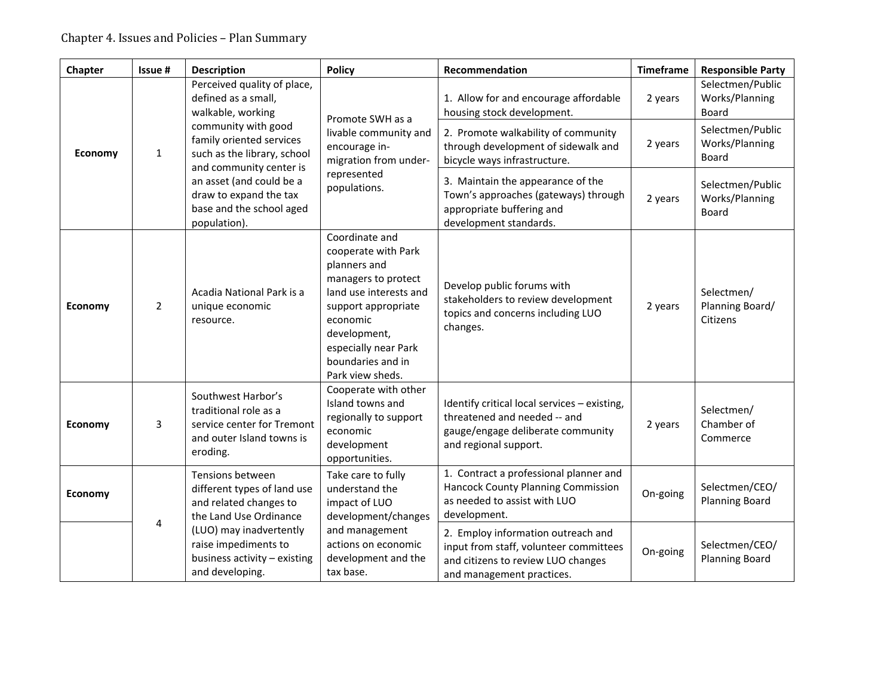Chapter 4. Issues and Policies – Plan Summary

| Chapter | Issue # | Description | Policy | Recommendation | Timeframe | Responsible Party |
|---|---|---|---|---|---|---|
| **Economy** | 1 | Perceived quality of place, defined as a small, walkable, working community with good family oriented services such as the library, school and community center is an asset (and could be a draw to expand the tax base and the school aged population). | Promote SWH as a livable community and encourage in-migration from under-represented populations. | 1. Allow for and encourage affordable housing stock development. | 2 years | Selectmen/Public Works/Planning Board |
| | | | | 2. Promote walkability of community through development of sidewalk and bicycle ways infrastructure. | 2 years | Selectmen/Public Works/Planning Board |
| | | | | 3. Maintain the appearance of the Town's approaches (gateways) through appropriate buffering and development standards. | 2 years | Selectmen/Public Works/Planning Board |
| **Economy** | 2 | Acadia National Park is a unique economic resource. | Coordinate and cooperate with Park planners and managers to protect land use interests and support appropriate economic development, especially near Park boundaries and in Park view sheds. | Develop public forums with stakeholders to review development topics and concerns including LUO changes. | 2 years | Selectmen/ Planning Board/ Citizens |
| **Economy** | 3 | Southwest Harbor's traditional role as a service center for Tremont and outer Island towns is eroding. | Cooperate with other Island towns and regionally to support economic development opportunities. | Identify critical local services – existing, threatened and needed -- and gauge/engage deliberate community and regional support. | 2 years | Selectmen/ Chamber of Commerce |
| **Economy** | 4 | Tensions between different types of land use and related changes to the Land Use Ordinance (LUO) may inadvertently raise impediments to business activity – existing and developing. | Take care to fully understand the impact of LUO development/changes and management actions on economic development and the tax base. | 1. Contract a professional planner and Hancock County Planning Commission as needed to assist with LUO development. | On-going | Selectmen/CEO/ Planning Board |
| | | | | 2. Employ information outreach and input from staff, volunteer committees and citizens to review LUO changes and management practices. | On-going | Selectmen/CEO/ Planning Board |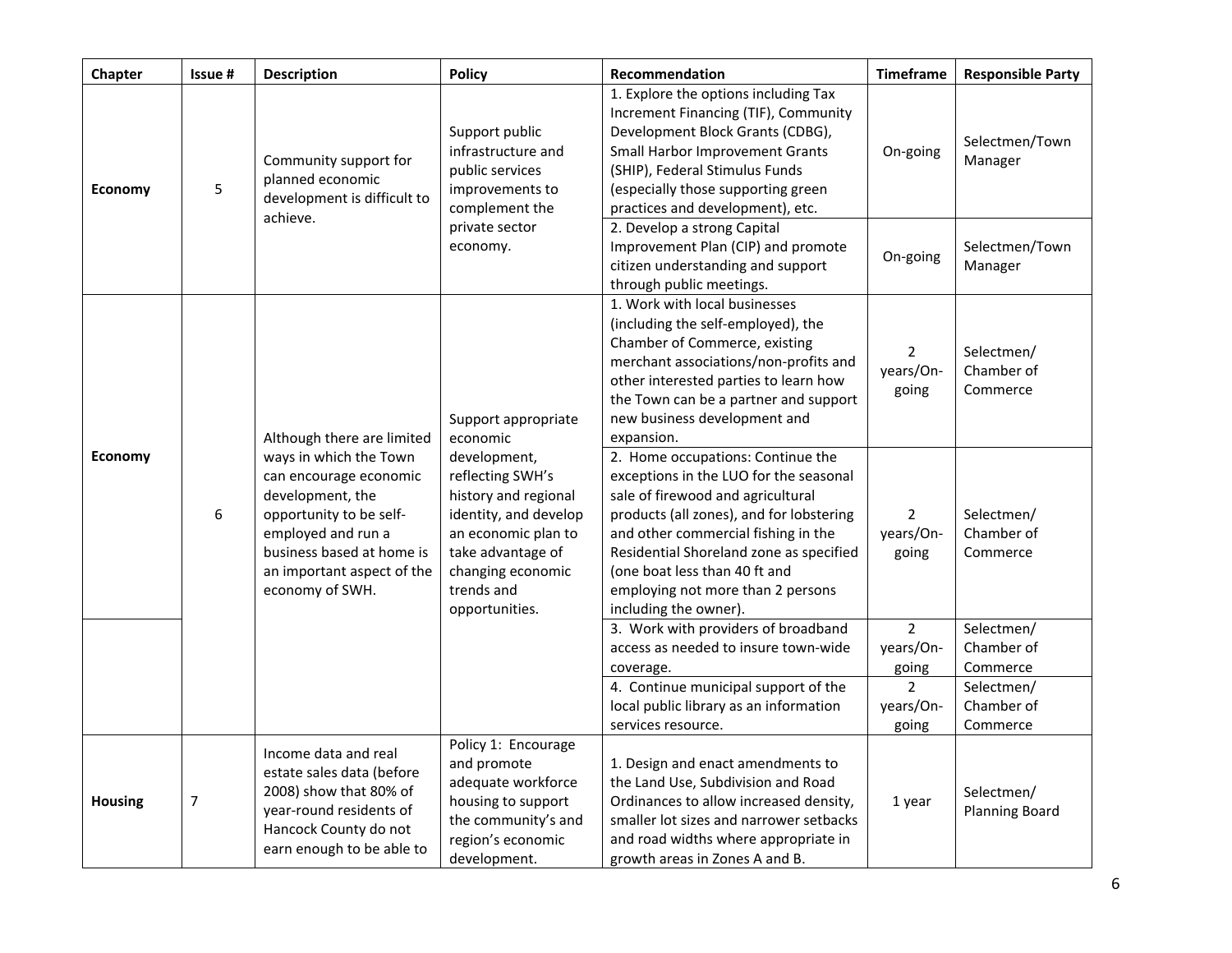| Chapter | Issue # | Description | Policy | Recommendation | Timeframe | Responsible Party |
|---|---|---|---|---|---|---|
| **Economy** | 5 | Community support for planned economic development is difficult to achieve. | Support public infrastructure and public services improvements to complement the private sector economy. | 1. Explore the options including Tax Increment Financing (TIF), Community Development Block Grants (CDBG), Small Harbor Improvement Grants (SHIP), Federal Stimulus Funds (especially those supporting green practices and development), etc. | On-going | Selectmen/Town Manager |
| | | | | 2. Develop a strong Capital Improvement Plan (CIP) and promote citizen understanding and support through public meetings. | On-going | Selectmen/Town Manager |
| **Economy** | 6 | Although there are limited ways in which the Town can encourage economic development, the opportunity to be self-employed and run a business based at home is an important aspect of the economy of SWH. | Support appropriate economic development, reflecting SWH's history and regional identity, and develop an economic plan to take advantage of changing economic trends and opportunities. | 1. Work with local businesses (including the self-employed), the Chamber of Commerce, existing merchant associations/non-profits and other interested parties to learn how the Town can be a partner and support new business development and expansion. | 2 years/On-going | Selectmen/ Chamber of Commerce |
| | | | | 2. Home occupations: Continue the exceptions in the LUO for the seasonal sale of firewood and agricultural products (all zones), and for lobstering and other commercial fishing in the Residential Shoreland zone as specified (one boat less than 40 ft and employing not more than 2 persons including the owner). | 2 years/On-going | Selectmen/ Chamber of Commerce |
| | | | | 3. Work with providers of broadband access as needed to insure town-wide coverage. | 2 years/On-going | Selectmen/ Chamber of Commerce |
| | | | | 4. Continue municipal support of the local public library as an information services resource. | 2 years/On-going | Selectmen/ Chamber of Commerce |
| **Housing** | 7 | Income data and real estate sales data (before 2008) show that 80% of year-round residents of Hancock County do not earn enough to be able to | Policy 1: Encourage and promote adequate workforce housing to support the community's and region's economic development. | 1. Design and enact amendments to the Land Use, Subdivision and Road Ordinances to allow increased density, smaller lot sizes and narrower setbacks and road widths where appropriate in growth areas in Zones A and B. | 1 year | Selectmen/ Planning Board |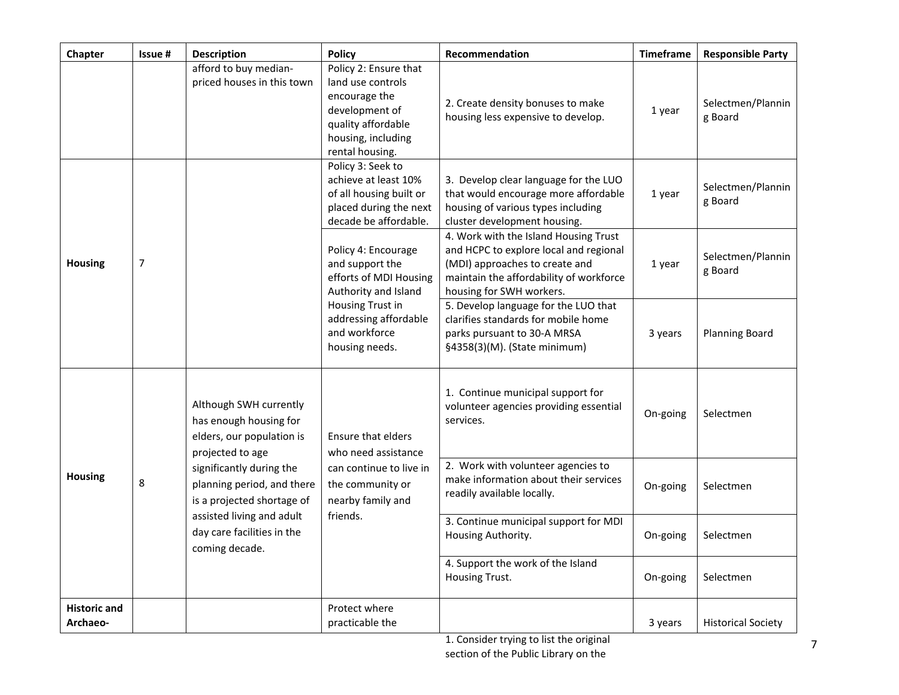| Chapter | Issue # | Description | Policy | Recommendation | Timeframe | Responsible Party |
|---|---|---|---|---|---|---|
| | | afford to buy median-priced houses in this town | Policy 2: Ensure that land use controls encourage the development of quality affordable housing, including rental housing. | 2. Create density bonuses to make housing less expensive to develop. | 1 year | Selectmen/Planning Board |
| Housing | 7 | | Policy 3: Seek to achieve at least 10% of all housing built or placed during the next decade be affordable. | 3. Develop clear language for the LUO that would encourage more affordable housing of various types including cluster development housing. | 1 year | Selectmen/Planning Board |
| | | | Policy 4: Encourage and support the efforts of MDI Housing Authority and Island Housing Trust in addressing affordable and workforce housing needs. | 4. Work with the Island Housing Trust and HCPC to explore local and regional (MDI) approaches to create and maintain the affordability of workforce housing for SWH workers. | 1 year | Selectmen/Planning Board |
| | | | | 5. Develop language for the LUO that clarifies standards for mobile home parks pursuant to 30-A MRSA §4358(3)(M). (State minimum) | 3 years | Planning Board |
| Housing | 8 | Although SWH currently has enough housing for elders, our population is projected to age significantly during the planning period, and there is a projected shortage of assisted living and adult day care facilities in the coming decade. | Ensure that elders who need assistance can continue to live in the community or nearby family and friends. | 1. Continue municipal support for volunteer agencies providing essential services. | On-going | Selectmen |
| | | | | 2. Work with volunteer agencies to make information about their services readily available locally. | On-going | Selectmen |
| | | | | 3. Continue municipal support for MDI Housing Authority. | On-going | Selectmen |
| | | | | 4. Support the work of the Island Housing Trust. | On-going | Selectmen |
| Historic and Archaeo- | | | Protect where practicable the | 1. Consider trying to list the original section of the Public Library on the | 3 years | Historical Society |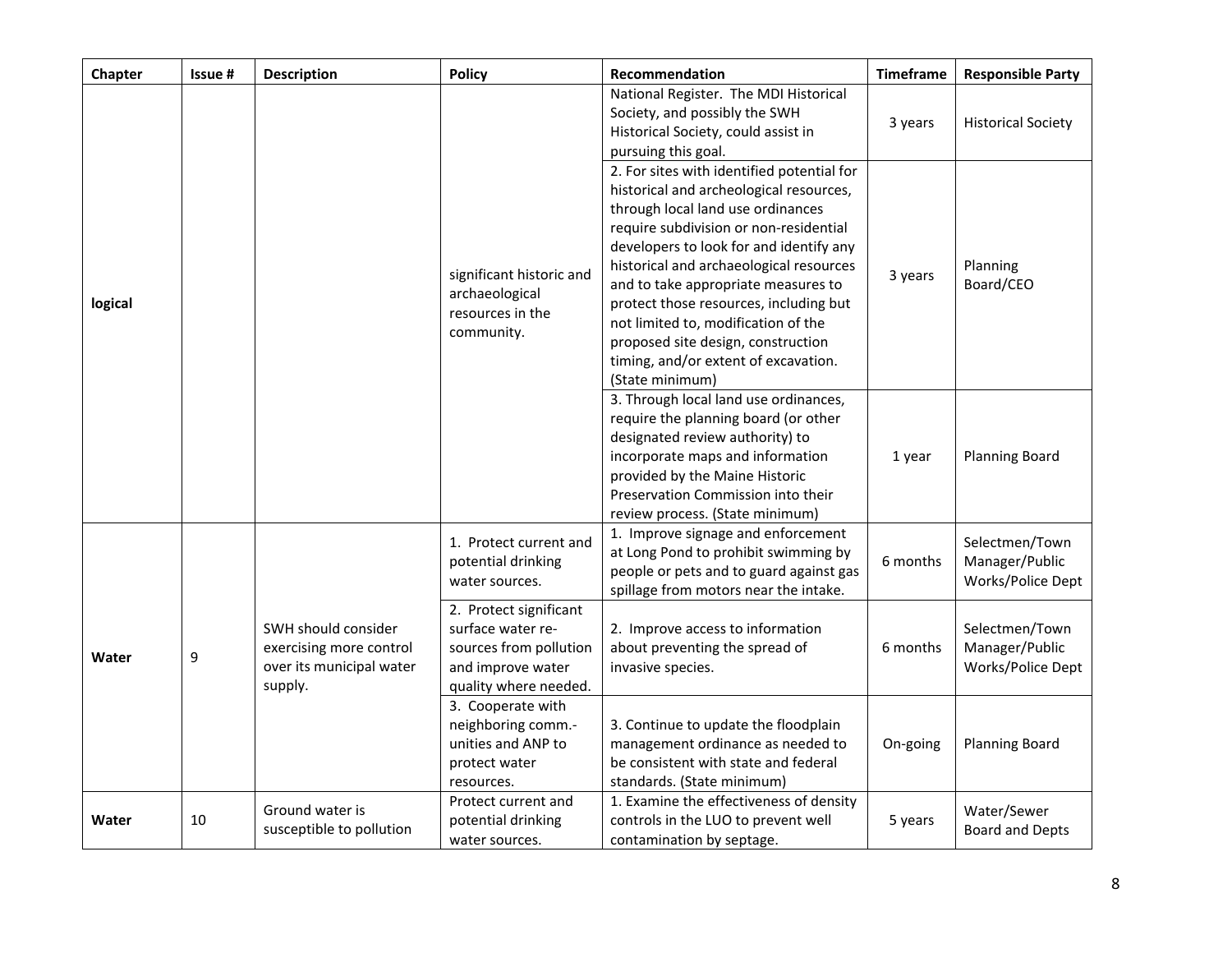| Chapter | Issue # | Description | Policy | Recommendation | Timeframe | Responsible Party |
|---|---|---|---|---|---|---|
| logical | | | significant historic and archaeological resources in the community. | National Register. The MDI Historical Society, and possibly the SWH Historical Society, could assist in pursuing this goal. | 3 years | Historical Society |
| | | | | 2. For sites with identified potential for historical and archeological resources, through local land use ordinances require subdivision or non-residential developers to look for and identify any historical and archaeological resources and to take appropriate measures to protect those resources, including but not limited to, modification of the proposed site design, construction timing, and/or extent of excavation. (State minimum) | 3 years | Planning Board/CEO |
| | | | | 3. Through local land use ordinances, require the planning board (or other designated review authority) to incorporate maps and information provided by the Maine Historic Preservation Commission into their review process. (State minimum) | 1 year | Planning Board |
| **Water** | 9 | SWH should consider exercising more control over its municipal water supply. | 1. Protect current and potential drinking water sources. | 1. Improve signage and enforcement at Long Pond to prohibit swimming by people or pets and to guard against gas spillage from motors near the intake. | 6 months | Selectmen/Town Manager/Public Works/Police Dept |
| | | | 2. Protect significant surface water re-sources from pollution and improve water quality where needed. | 2. Improve access to information about preventing the spread of invasive species. | 6 months | Selectmen/Town Manager/Public Works/Police Dept |
| | | | 3. Cooperate with neighboring comm.-unities and ANP to protect water resources. | 3. Continue to update the floodplain management ordinance as needed to be consistent with state and federal standards. (State minimum) | On-going | Planning Board |
| **Water** | 10 | Ground water is susceptible to pollution | Protect current and potential drinking water sources. | 1. Examine the effectiveness of density controls in the LUO to prevent well contamination by septage. | 5 years | Water/Sewer Board and Depts |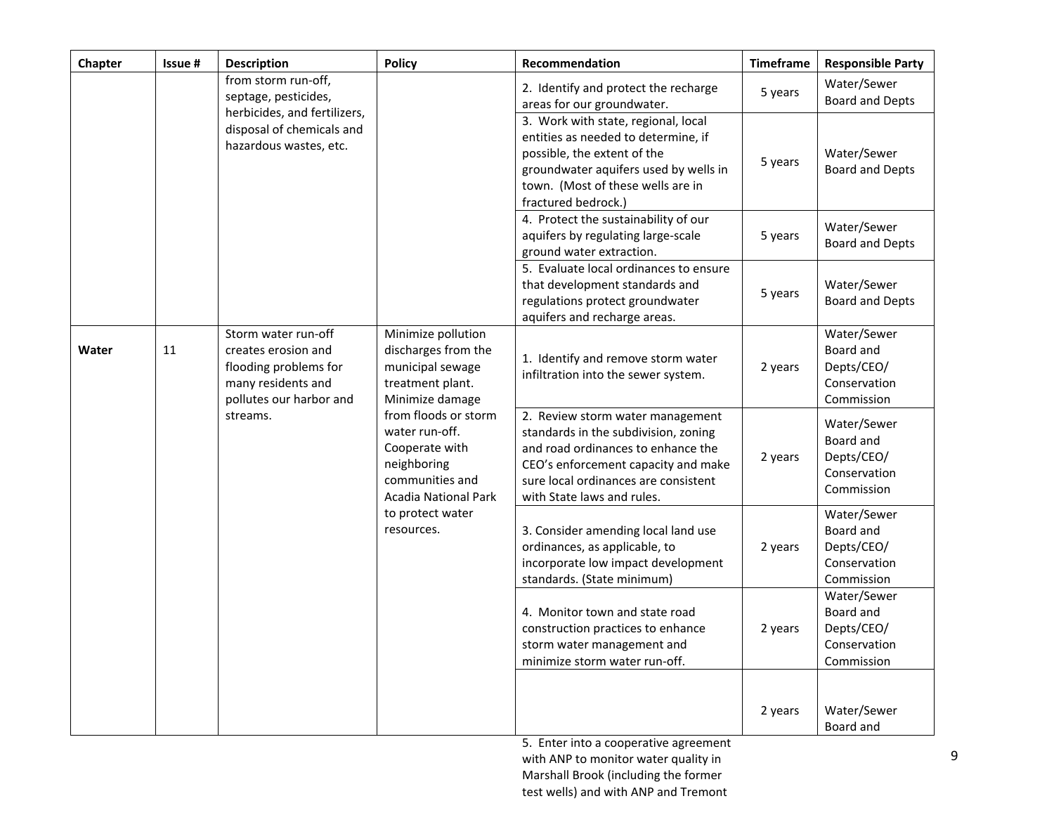| Chapter | Issue # | Description | Policy | Recommendation | Timeframe | Responsible Party |
|---|---|---|---|---|---|---|
| | | from storm run-off, septage, pesticides, herbicides, and fertilizers, disposal of chemicals and hazardous wastes, etc. | | 2. Identify and protect the recharge areas for our groundwater. | 5 years | Water/Sewer Board and Depts |
| | | | | 3. Work with state, regional, local entities as needed to determine, if possible, the extent of the groundwater aquifers used by wells in town. (Most of these wells are in fractured bedrock.) | 5 years | Water/Sewer Board and Depts |
| | | | | 4. Protect the sustainability of our aquifers by regulating large-scale ground water extraction. | 5 years | Water/Sewer Board and Depts |
| | | | | 5. Evaluate local ordinances to ensure that development standards and regulations protect groundwater aquifers and recharge areas. | 5 years | Water/Sewer Board and Depts |
| **Water** | 11 | Storm water run-off creates erosion and flooding problems for many residents and pollutes our harbor and streams. | Minimize pollution discharges from the municipal sewage treatment plant. Minimize damage from floods or storm water run-off. Cooperate with neighboring communities and Acadia National Park to protect water resources. | 1. Identify and remove storm water infiltration into the sewer system. | 2 years | Water/Sewer Board and Depts/CEO/ Conservation Commission |
| | | | | 2. Review storm water management standards in the subdivision, zoning and road ordinances to enhance the CEO's enforcement capacity and make sure local ordinances are consistent with State laws and rules. | 2 years | Water/Sewer Board and Depts/CEO/ Conservation Commission |
| | | | | 3. Consider amending local land use ordinances, as applicable, to incorporate low impact development standards. (State minimum) | 2 years | Water/Sewer Board and Depts/CEO/ Conservation Commission |
| | | | | 4. Monitor town and state road construction practices to enhance storm water management and minimize storm water run-off. | 2 years | Water/Sewer Board and Depts/CEO/ Conservation Commission |
| | | | | 5. Enter into a cooperative agreement with ANP to monitor water quality in Marshall Brook (including the former test wells) and with ANP and Tremont | 2 years | Water/Sewer Board and |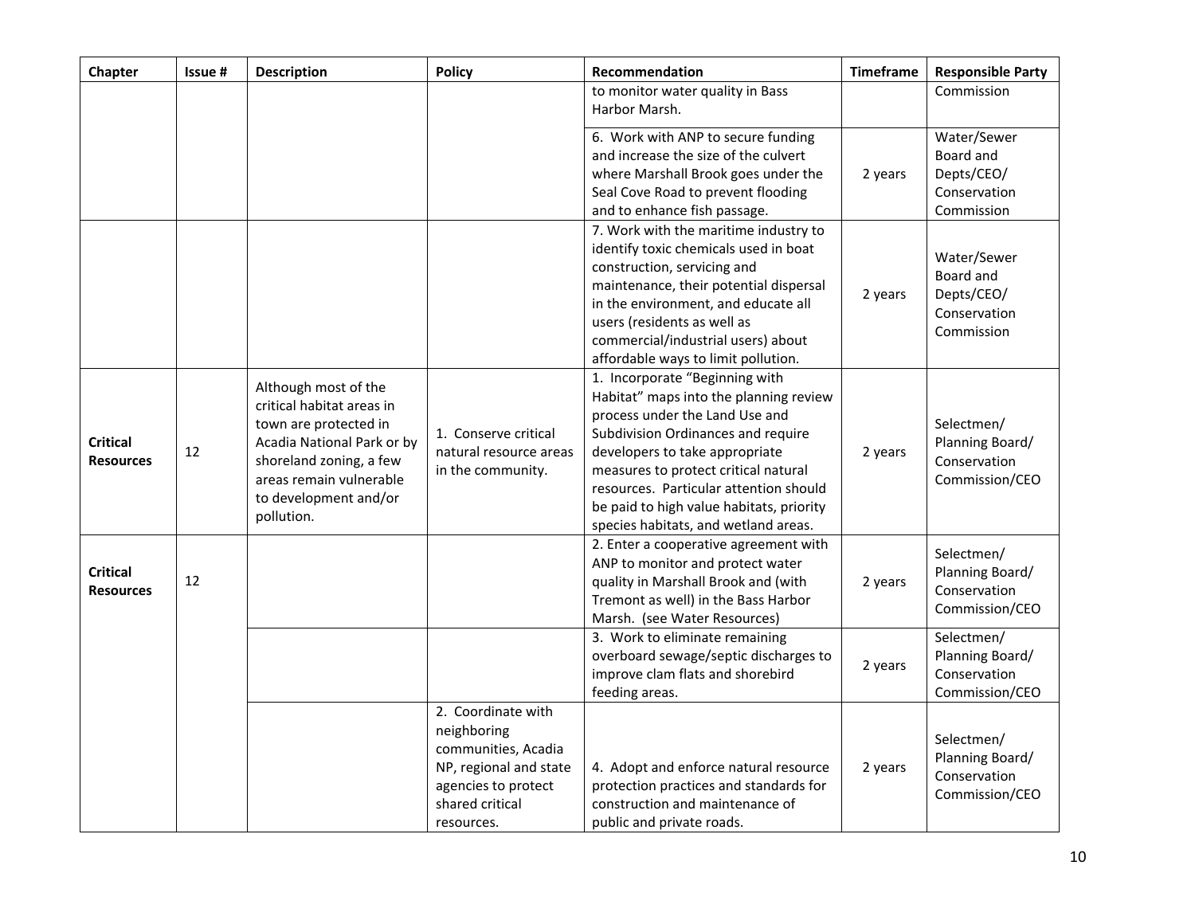| Chapter | Issue # | Description | Policy | Recommendation | Timeframe | Responsible Party |
|---|---|---|---|---|---|---|
| | | | | to monitor water quality in Bass Harbor Marsh. | | Commission |
| | | | | 6. Work with ANP to secure funding and increase the size of the culvert where Marshall Brook goes under the Seal Cove Road to prevent flooding and to enhance fish passage. | 2 years | Water/Sewer Board and Depts/CEO/ Conservation Commission |
| | | | | 7. Work with the maritime industry to identify toxic chemicals used in boat construction, servicing and maintenance, their potential dispersal in the environment, and educate all users (residents as well as commercial/industrial users) about affordable ways to limit pollution. | 2 years | Water/Sewer Board and Depts/CEO/ Conservation Commission |
| **Critical Resources** | 12 | Although most of the critical habitat areas in town are protected in Acadia National Park or by shoreland zoning, a few areas remain vulnerable to development and/or pollution. | 1. Conserve critical natural resource areas in the community. | 1. Incorporate "Beginning with Habitat" maps into the planning review process under the Land Use and Subdivision Ordinances and require developers to take appropriate measures to protect critical natural resources. Particular attention should be paid to high value habitats, priority species habitats, and wetland areas. | 2 years | Selectmen/ Planning Board/ Conservation Commission/CEO |
| **Critical Resources** | 12 | | | 2. Enter a cooperative agreement with ANP to monitor and protect water quality in Marshall Brook and (with Tremont as well) in the Bass Harbor Marsh. (see Water Resources) | 2 years | Selectmen/ Planning Board/ Conservation Commission/CEO |
| | | | | 3. Work to eliminate remaining overboard sewage/septic discharges to improve clam flats and shorebird feeding areas. | 2 years | Selectmen/ Planning Board/ Conservation Commission/CEO |
| | | | 2. Coordinate with neighboring communities, Acadia NP, regional and state agencies to protect shared critical resources. | 4. Adopt and enforce natural resource protection practices and standards for construction and maintenance of public and private roads. | 2 years | Selectmen/ Planning Board/ Conservation Commission/CEO |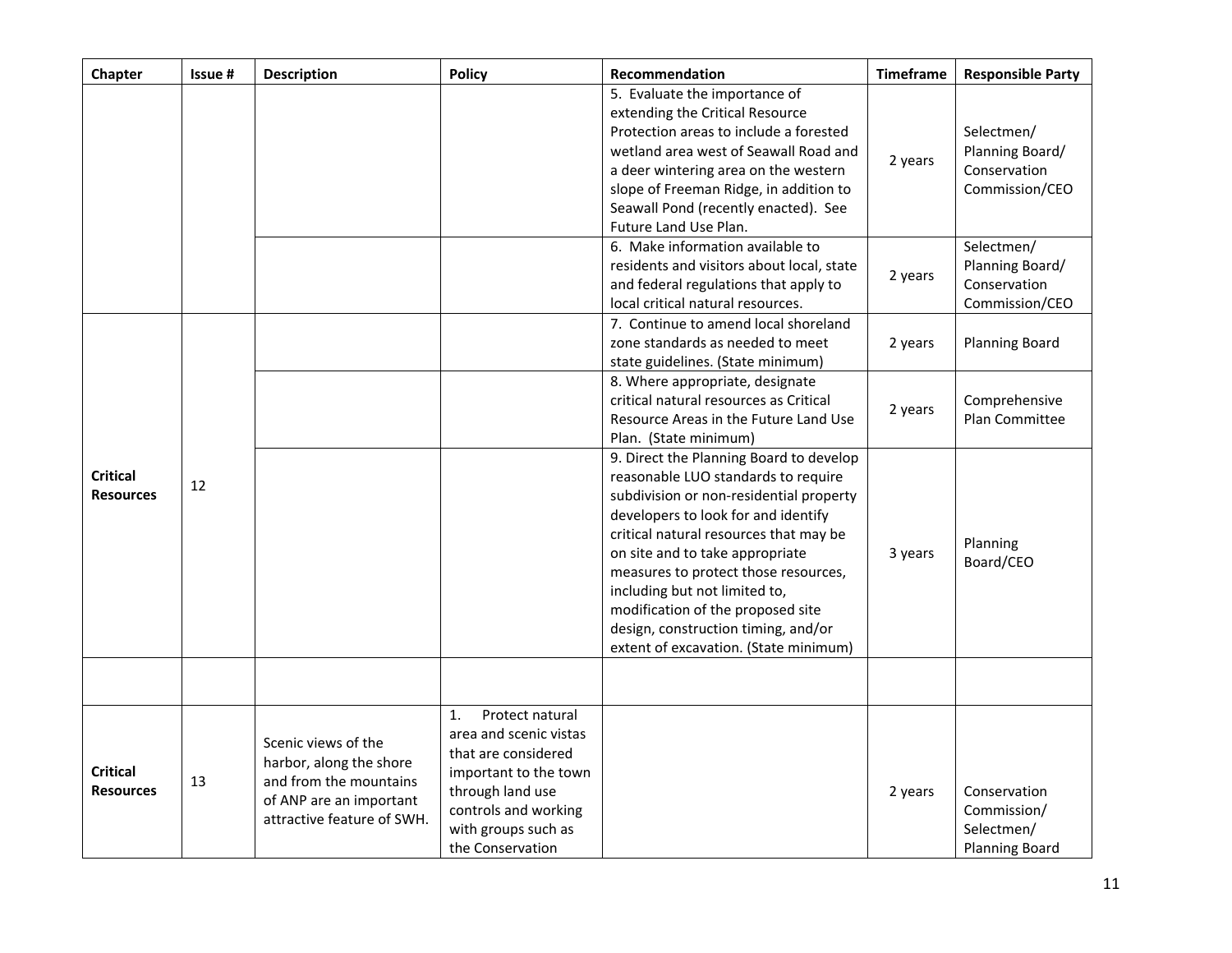| Chapter | Issue # | Description | Policy | Recommendation | Timeframe | Responsible Party |
| --- | --- | --- | --- | --- | --- | --- |
| | | | | 5. Evaluate the importance of extending the Critical Resource Protection areas to include a forested wetland area west of Seawall Road and a deer wintering area on the western slope of Freeman Ridge, in addition to Seawall Pond (recently enacted). See Future Land Use Plan. | 2 years | Selectmen/ Planning Board/ Conservation Commission/CEO |
| | | | | 6. Make information available to residents and visitors about local, state and federal regulations that apply to local critical natural resources. | 2 years | Selectmen/ Planning Board/ Conservation Commission/CEO |
| **Critical Resources** | 12 | | | 7. Continue to amend local shoreland zone standards as needed to meet state guidelines. (State minimum) | 2 years | Planning Board |
| | | | | 8. Where appropriate, designate critical natural resources as Critical Resource Areas in the Future Land Use Plan. (State minimum) | 2 years | Comprehensive Plan Committee |
| | | | | 9. Direct the Planning Board to develop reasonable LUO standards to require subdivision or non-residential property developers to look for and identify critical natural resources that may be on site and to take appropriate measures to protect those resources, including but not limited to, modification of the proposed site design, construction timing, and/or extent of excavation. (State minimum) | 3 years | Planning Board/CEO |
| | | | | | | |
| **Critical Resources** | 13 | Scenic views of the harbor, along the shore and from the mountains of ANP are an important attractive feature of SWH. | 1. Protect natural area and scenic vistas that are considered important to the town through land use controls and working with groups such as the Conservation | | 2 years | Conservation Commission/ Selectmen/ Planning Board |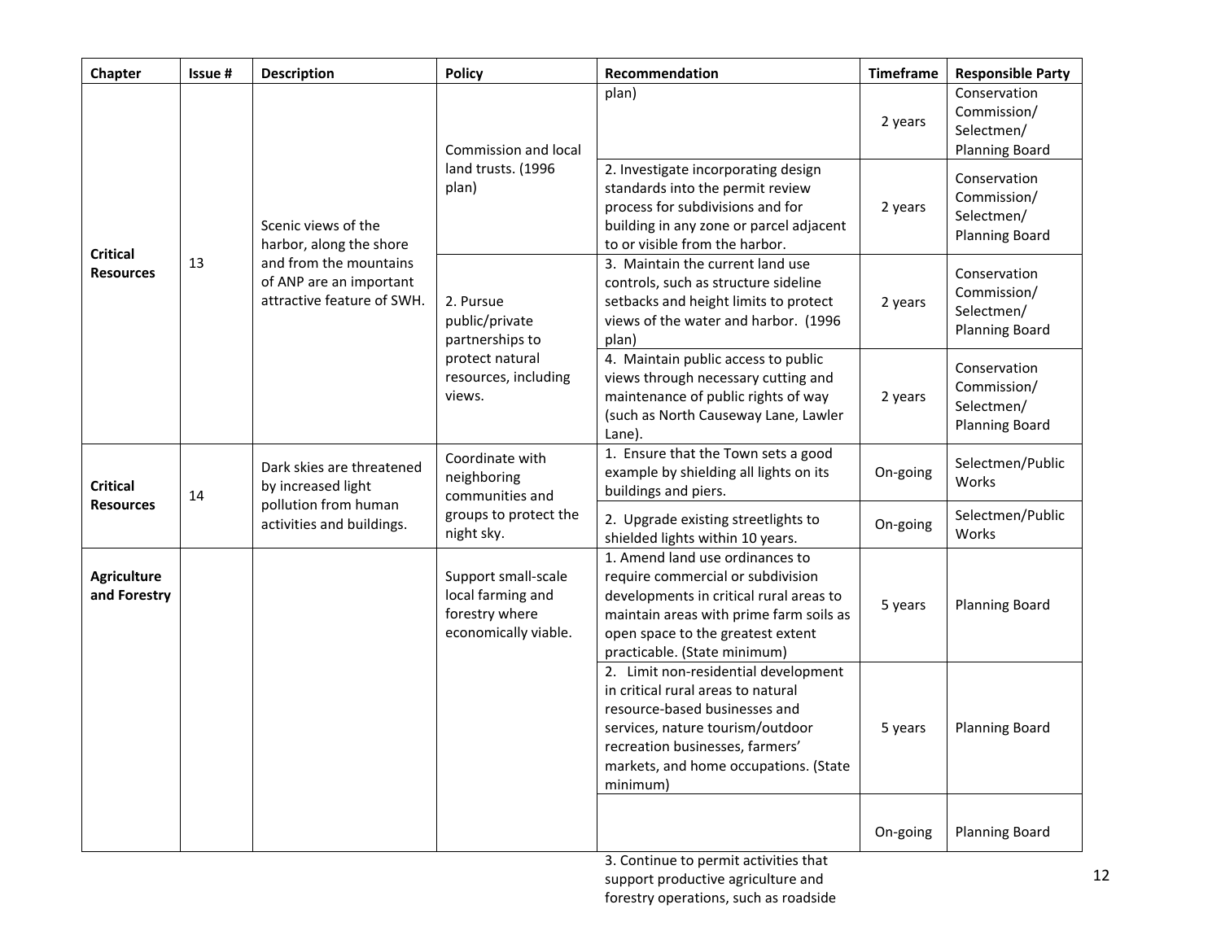| Chapter | Issue # | Description | Policy | Recommendation | Timeframe | Responsible Party |
|---|---|---|---|---|---|---|
| Critical Resources | 13 | Scenic views of the harbor, along the shore and from the mountains of ANP are an important attractive feature of SWH. | Commission and local land trusts. (1996 plan) | plan) | 2 years | Conservation Commission/ Selectmen/ Planning Board |
| | | | | 2. Investigate incorporating design standards into the permit review process for subdivisions and for building in any zone or parcel adjacent to or visible from the harbor. | 2 years | Conservation Commission/ Selectmen/ Planning Board |
| | | | 2. Pursue public/private partnerships to protect natural resources, including views. | 3. Maintain the current land use controls, such as structure sideline setbacks and height limits to protect views of the water and harbor. (1996 plan) | 2 years | Conservation Commission/ Selectmen/ Planning Board |
| | | | | 4. Maintain public access to public views through necessary cutting and maintenance of public rights of way (such as North Causeway Lane, Lawler Lane). | 2 years | Conservation Commission/ Selectmen/ Planning Board |
| Critical Resources | 14 | Dark skies are threatened by increased light pollution from human activities and buildings. | Coordinate with neighboring communities and groups to protect the night sky. | 1. Ensure that the Town sets a good example by shielding all lights on its buildings and piers. | On-going | Selectmen/Public Works |
| | | | | 2. Upgrade existing streetlights to shielded lights within 10 years. | On-going | Selectmen/Public Works |
| Agriculture and Forestry | | | Support small-scale local farming and forestry where economically viable. | 1. Amend land use ordinances to require commercial or subdivision developments in critical rural areas to maintain areas with prime farm soils as open space to the greatest extent practicable. (State minimum) | 5 years | Planning Board |
| | | | | 2. Limit non-residential development in critical rural areas to natural resource-based businesses and services, nature tourism/outdoor recreation businesses, farmers' markets, and home occupations. (State minimum) | 5 years | Planning Board |
| | | | | 3. Continue to permit activities that support productive agriculture and forestry operations, such as roadside | On-going | Planning Board |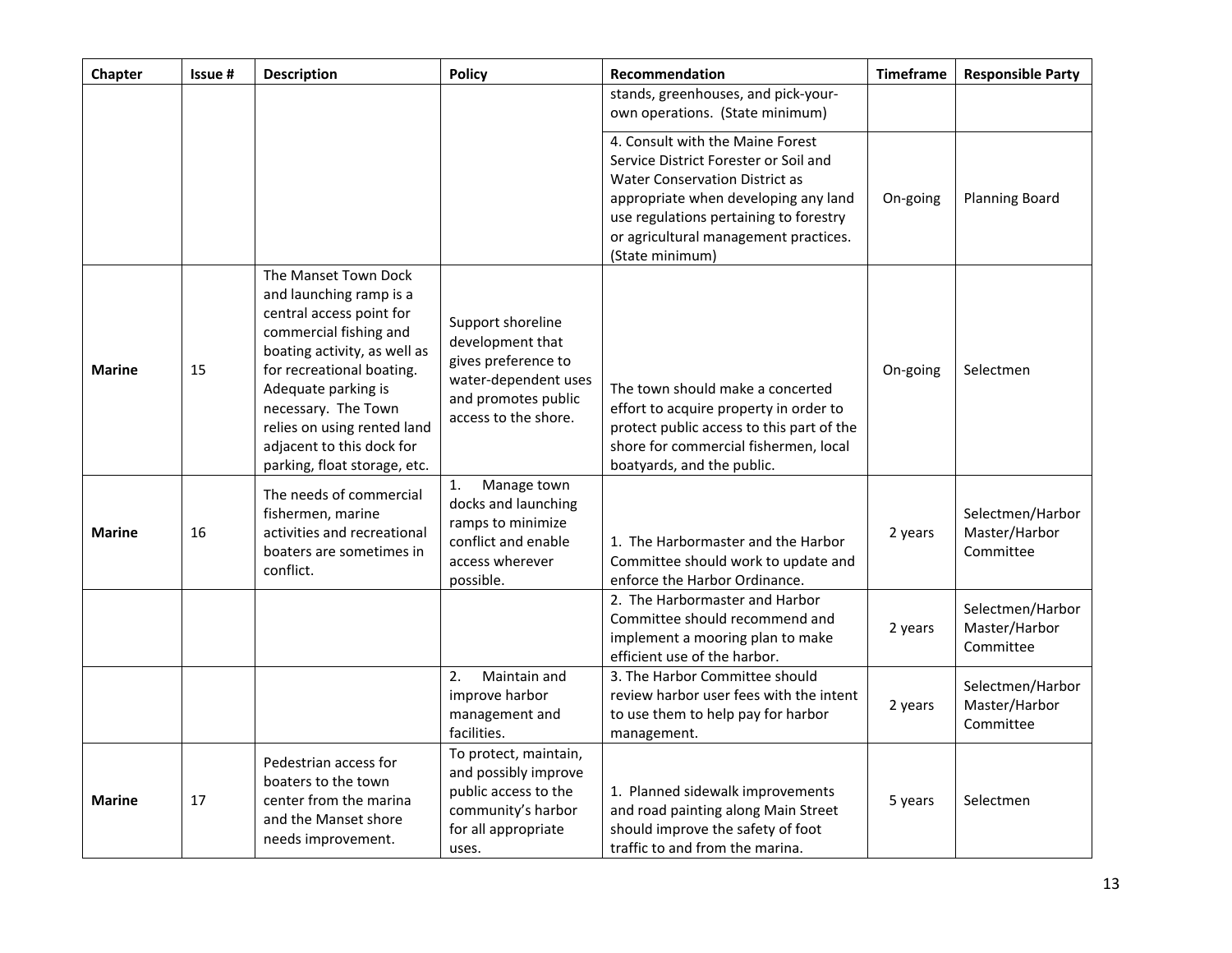| Chapter | Issue # | Description | Policy | Recommendation | Timeframe | Responsible Party |
|---|---|---|---|---|---|---|
| | | | | stands, greenhouses, and pick-your-own operations. (State minimum) | | |
| | | | | 4. Consult with the Maine Forest Service District Forester or Soil and Water Conservation District as appropriate when developing any land use regulations pertaining to forestry or agricultural management practices. (State minimum) | On-going | Planning Board |
| **Marine** | 15 | The Manset Town Dock and launching ramp is a central access point for commercial fishing and boating activity, as well as for recreational boating. Adequate parking is necessary. The Town relies on using rented land adjacent to this dock for parking, float storage, etc. | Support shoreline development that gives preference to water-dependent uses and promotes public access to the shore. | The town should make a concerted effort to acquire property in order to protect public access to this part of the shore for commercial fishermen, local boatyards, and the public. | On-going | Selectmen |
| **Marine** | 16 | The needs of commercial fishermen, marine activities and recreational boaters are sometimes in conflict. | 1. Manage town docks and launching ramps to minimize conflict and enable access wherever possible. | 1. The Harbormaster and the Harbor Committee should work to update and enforce the Harbor Ordinance. | 2 years | Selectmen/Harbor Master/Harbor Committee |
| | | | | 2. The Harbormaster and Harbor Committee should recommend and implement a mooring plan to make efficient use of the harbor. | 2 years | Selectmen/Harbor Master/Harbor Committee |
| | | | 2. Maintain and improve harbor management and facilities. | 3. The Harbor Committee should review harbor user fees with the intent to use them to help pay for harbor management. | 2 years | Selectmen/Harbor Master/Harbor Committee |
| **Marine** | 17 | Pedestrian access for boaters to the town center from the marina and the Manset shore needs improvement. | To protect, maintain, and possibly improve public access to the community's harbor for all appropriate uses. | 1. Planned sidewalk improvements and road painting along Main Street should improve the safety of foot traffic to and from the marina. | 5 years | Selectmen |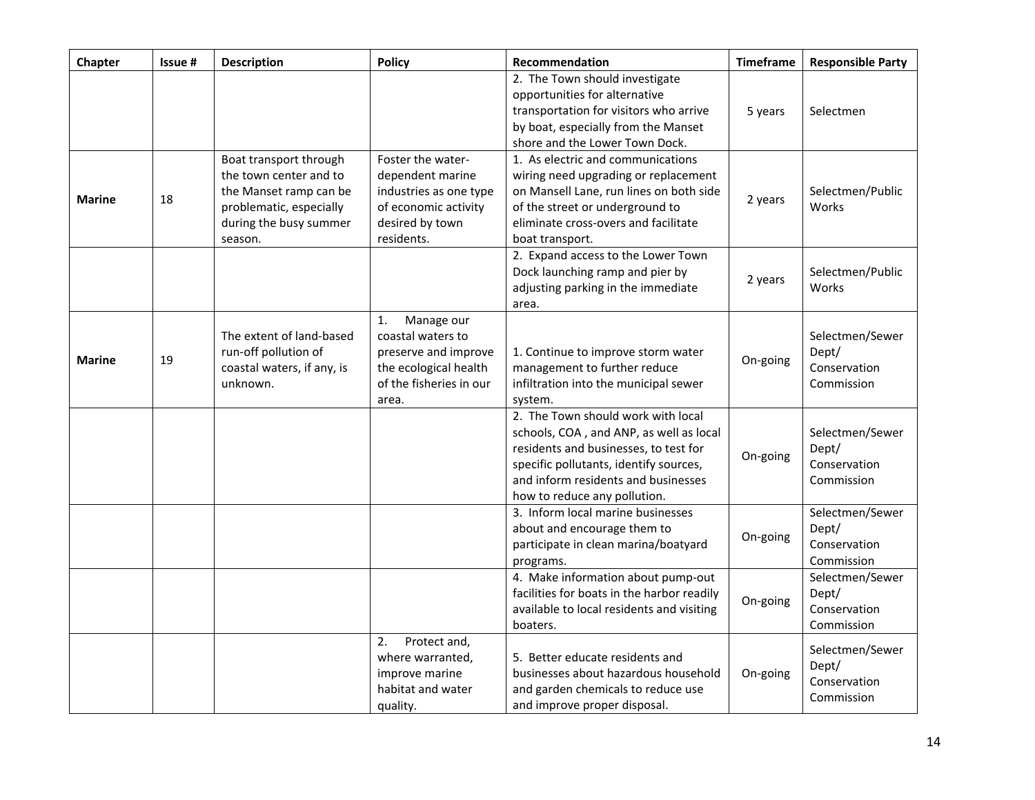| Chapter | Issue # | Description | Policy | Recommendation | Timeframe | Responsible Party |
|---|---|---|---|---|---|---|
| | | | | 2. The Town should investigate opportunities for alternative transportation for visitors who arrive by boat, especially from the Manset shore and the Lower Town Dock. | 5 years | Selectmen |
| **Marine** | 18 | Boat transport through the town center and to the Manset ramp can be problematic, especially during the busy summer season. | Foster the water-dependent marine industries as one type of economic activity desired by town residents. | 1. As electric and communications wiring need upgrading or replacement on Mansell Lane, run lines on both side of the street or underground to eliminate cross-overs and facilitate boat transport. | 2 years | Selectmen/Public Works |
| | | | | 2. Expand access to the Lower Town Dock launching ramp and pier by adjusting parking in the immediate area. | 2 years | Selectmen/Public Works |
| **Marine** | 19 | The extent of land-based run-off pollution of coastal waters, if any, is unknown. | 1. Manage our coastal waters to preserve and improve the ecological health of the fisheries in our area. | 1. Continue to improve storm water management to further reduce infiltration into the municipal sewer system. | On-going | Selectmen/Sewer Dept/ Conservation Commission |
| | | | | 2. The Town should work with local schools, COA , and ANP, as well as local residents and businesses, to test for specific pollutants, identify sources, and inform residents and businesses how to reduce any pollution. | On-going | Selectmen/Sewer Dept/ Conservation Commission |
| | | | | 3. Inform local marine businesses about and encourage them to participate in clean marina/boatyard programs. | On-going | Selectmen/Sewer Dept/ Conservation Commission |
| | | | | 4. Make information about pump-out facilities for boats in the harbor readily available to local residents and visiting boaters. | On-going | Selectmen/Sewer Dept/ Conservation Commission |
| | | | 2. Protect and, where warranted, improve marine habitat and water quality. | 5. Better educate residents and businesses about hazardous household and garden chemicals to reduce use and improve proper disposal. | On-going | Selectmen/Sewer Dept/ Conservation Commission |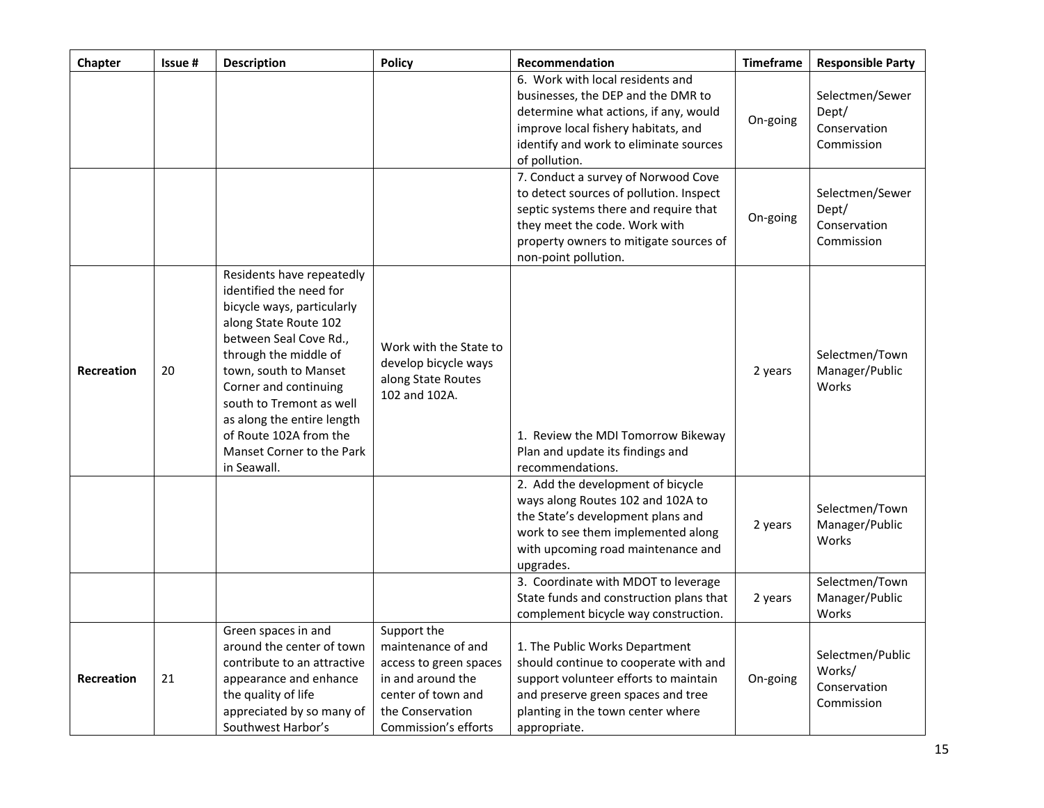| Chapter | Issue # | Description | Policy | Recommendation | Timeframe | Responsible Party |
|---|---|---|---|---|---|---|
| | | | | 6. Work with local residents and businesses, the DEP and the DMR to determine what actions, if any, would improve local fishery habitats, and identify and work to eliminate sources of pollution. | On-going | Selectmen/Sewer Dept/ Conservation Commission |
| | | | | 7. Conduct a survey of Norwood Cove to detect sources of pollution. Inspect septic systems there and require that they meet the code. Work with property owners to mitigate sources of non-point pollution. | On-going | Selectmen/Sewer Dept/ Conservation Commission |
| **Recreation** | 20 | Residents have repeatedly identified the need for bicycle ways, particularly along State Route 102 between Seal Cove Rd., through the middle of town, south to Manset Corner and continuing south to Tremont as well as along the entire length of Route 102A from the Manset Corner to the Park in Seawall. | Work with the State to develop bicycle ways along State Routes 102 and 102A. | 1. Review the MDI Tomorrow Bikeway Plan and update its findings and recommendations. | 2 years | Selectmen/Town Manager/Public Works |
| | | | | 2. Add the development of bicycle ways along Routes 102 and 102A to the State's development plans and work to see them implemented along with upcoming road maintenance and upgrades. | 2 years | Selectmen/Town Manager/Public Works |
| | | | | 3. Coordinate with MDOT to leverage State funds and construction plans that complement bicycle way construction. | 2 years | Selectmen/Town Manager/Public Works |
| **Recreation** | 21 | Green spaces in and around the center of town contribute to an attractive appearance and enhance the quality of life appreciated by so many of Southwest Harbor's | Support the maintenance of and access to green spaces in and around the center of town and the Conservation Commission's efforts | 1. The Public Works Department should continue to cooperate with and support volunteer efforts to maintain and preserve green spaces and tree planting in the town center where appropriate. | On-going | Selectmen/Public Works/ Conservation Commission |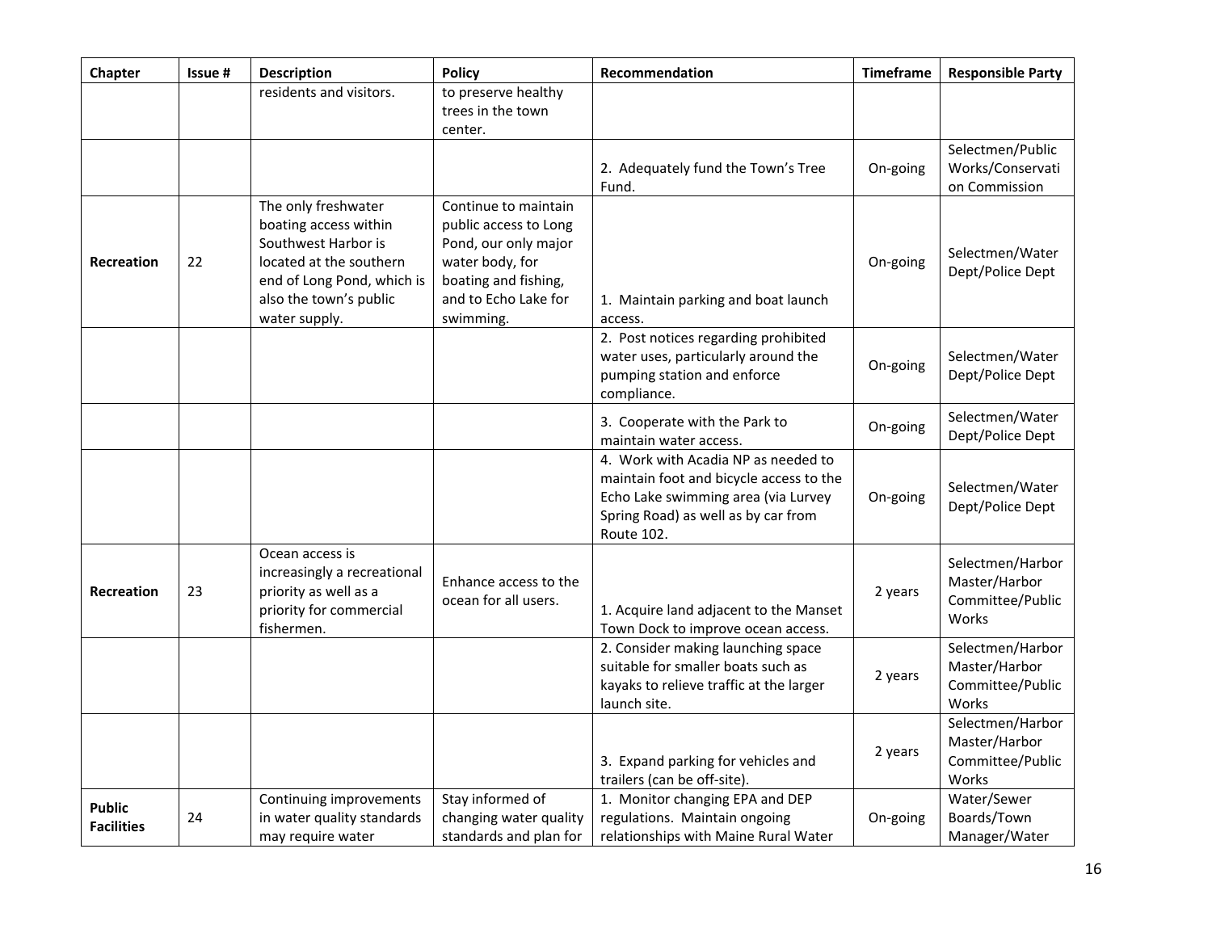| Chapter | Issue # | Description | Policy | Recommendation | Timeframe | Responsible Party |
|---|---|---|---|---|---|---|
| | | residents and visitors. | to preserve healthy trees in the town center. | | | |
| | | | | 2. Adequately fund the Town's Tree Fund. | On-going | Selectmen/Public Works/Conservation Commission |
| **Recreation** | 22 | The only freshwater boating access within Southwest Harbor is located at the southern end of Long Pond, which is also the town's public water supply. | Continue to maintain public access to Long Pond, our only major water body, for boating and fishing, and to Echo Lake for swimming. | 1. Maintain parking and boat launch access. | On-going | Selectmen/Water Dept/Police Dept |
| | | | | 2. Post notices regarding prohibited water uses, particularly around the pumping station and enforce compliance. | On-going | Selectmen/Water Dept/Police Dept |
| | | | | 3. Cooperate with the Park to maintain water access. | On-going | Selectmen/Water Dept/Police Dept |
| | | | | 4. Work with Acadia NP as needed to maintain foot and bicycle access to the Echo Lake swimming area (via Lurvey Spring Road) as well as by car from Route 102. | On-going | Selectmen/Water Dept/Police Dept |
| **Recreation** | 23 | Ocean access is increasingly a recreational priority as well as a priority for commercial fishermen. | Enhance access to the ocean for all users. | 1. Acquire land adjacent to the Manset Town Dock to improve ocean access. | 2 years | Selectmen/Harbor Master/Harbor Committee/Public Works |
| | | | | 2. Consider making launching space suitable for smaller boats such as kayaks to relieve traffic at the larger launch site. | 2 years | Selectmen/Harbor Master/Harbor Committee/Public Works |
| | | | | 3. Expand parking for vehicles and trailers (can be off-site). | 2 years | Selectmen/Harbor Master/Harbor Committee/Public Works |
| **Public Facilities** | 24 | Continuing improvements in water quality standards may require water | Stay informed of changing water quality standards and plan for | 1. Monitor changing EPA and DEP regulations. Maintain ongoing relationships with Maine Rural Water | On-going | Water/Sewer Boards/Town Manager/Water |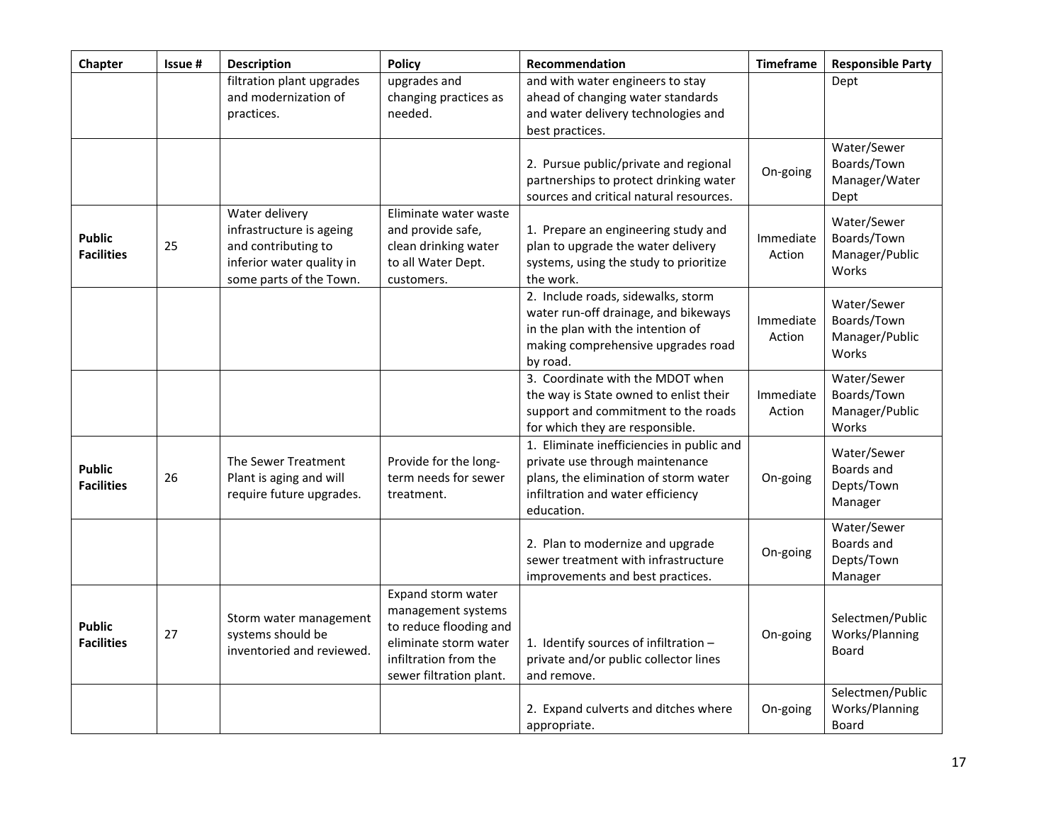| Chapter | Issue # | Description | Policy | Recommendation | Timeframe | Responsible Party |
|---|---|---|---|---|---|---|
| | | filtration plant upgrades and modernization of practices. | upgrades and changing practices as needed. | and with water engineers to stay ahead of changing water standards and water delivery technologies and best practices. | | Dept |
| | | | | 2. Pursue public/private and regional partnerships to protect drinking water sources and critical natural resources. | On-going | Water/Sewer Boards/Town Manager/Water Dept |
| **Public Facilities** | 25 | Water delivery infrastructure is ageing and contributing to inferior water quality in some parts of the Town. | Eliminate water waste and provide safe, clean drinking water to all Water Dept. customers. | 1. Prepare an engineering study and plan to upgrade the water delivery systems, using the study to prioritize the work. | Immediate Action | Water/Sewer Boards/Town Manager/Public Works |
| | | | | 2. Include roads, sidewalks, storm water run-off drainage, and bikeways in the plan with the intention of making comprehensive upgrades road by road. | Immediate Action | Water/Sewer Boards/Town Manager/Public Works |
| | | | | 3. Coordinate with the MDOT when the way is State owned to enlist their support and commitment to the roads for which they are responsible. | Immediate Action | Water/Sewer Boards/Town Manager/Public Works |
| **Public Facilities** | 26 | The Sewer Treatment Plant is aging and will require future upgrades. | Provide for the long-term needs for sewer treatment. | 1. Eliminate inefficiencies in public and private use through maintenance plans, the elimination of storm water infiltration and water efficiency education. | On-going | Water/Sewer Boards and Depts/Town Manager |
| | | | | 2. Plan to modernize and upgrade sewer treatment with infrastructure improvements and best practices. | On-going | Water/Sewer Boards and Depts/Town Manager |
| **Public Facilities** | 27 | Storm water management systems should be inventoried and reviewed. | Expand storm water management systems to reduce flooding and eliminate storm water infiltration from the sewer filtration plant. | 1. Identify sources of infiltration – private and/or public collector lines and remove. | On-going | Selectmen/Public Works/Planning Board |
| | | | | 2. Expand culverts and ditches where appropriate. | On-going | Selectmen/Public Works/Planning Board |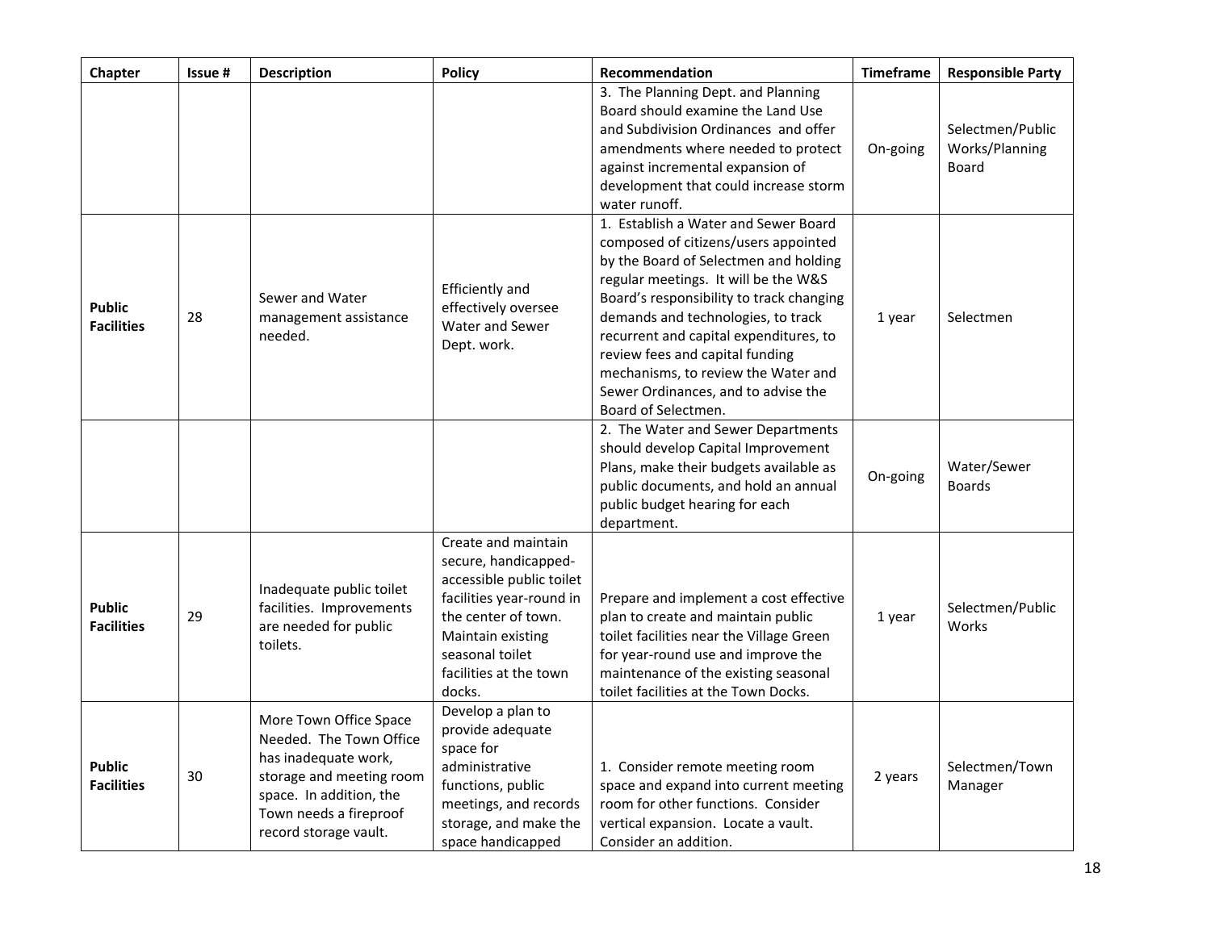| Chapter | Issue # | Description | Policy | Recommendation | Timeframe | Responsible Party |
|---|---|---|---|---|---|---|
| | | | | 3. The Planning Dept. and Planning Board should examine the Land Use and Subdivision Ordinances and offer amendments where needed to protect against incremental expansion of development that could increase storm water runoff. | On-going | Selectmen/Public Works/Planning Board |
| **Public Facilities** | 28 | Sewer and Water management assistance needed. | Efficiently and effectively oversee Water and Sewer Dept. work. | 1. Establish a Water and Sewer Board composed of citizens/users appointed by the Board of Selectmen and holding regular meetings. It will be the W&S Board's responsibility to track changing demands and technologies, to track recurrent and capital expenditures, to review fees and capital funding mechanisms, to review the Water and Sewer Ordinances, and to advise the Board of Selectmen. | 1 year | Selectmen |
| | | | | 2. The Water and Sewer Departments should develop Capital Improvement Plans, make their budgets available as public documents, and hold an annual public budget hearing for each department. | On-going | Water/Sewer Boards |
| **Public Facilities** | 29 | Inadequate public toilet facilities. Improvements are needed for public toilets. | Create and maintain secure, handicapped-accessible public toilet facilities year-round in the center of town. Maintain existing seasonal toilet facilities at the town docks. | Prepare and implement a cost effective plan to create and maintain public toilet facilities near the Village Green for year-round use and improve the maintenance of the existing seasonal toilet facilities at the Town Docks. | 1 year | Selectmen/Public Works |
| **Public Facilities** | 30 | More Town Office Space Needed. The Town Office has inadequate work, storage and meeting room space. In addition, the Town needs a fireproof record storage vault. | Develop a plan to provide adequate space for administrative functions, public meetings, and records storage, and make the space handicapped | 1. Consider remote meeting room space and expand into current meeting room for other functions. Consider vertical expansion. Locate a vault. Consider an addition. | 2 years | Selectmen/Town Manager |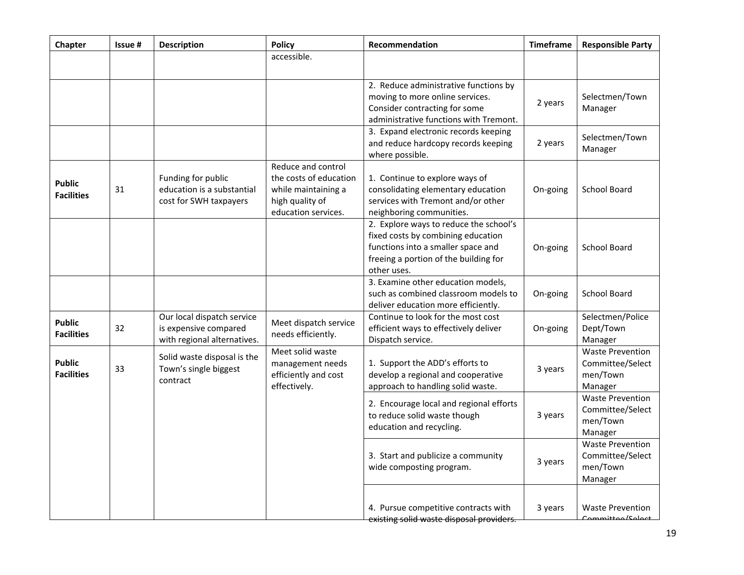| Chapter | Issue # | Description | Policy | Recommendation | Timeframe | Responsible Party |
|---|---|---|---|---|---|---|
| | | | accessible. | | | |
| | | | | 2. Reduce administrative functions by moving to more online services. Consider contracting for some administrative functions with Tremont. | 2 years | Selectmen/Town Manager |
| | | | | 3. Expand electronic records keeping and reduce hardcopy records keeping where possible. | 2 years | Selectmen/Town Manager |
| **Public Facilities** | 31 | Funding for public education is a substantial cost for SWH taxpayers | Reduce and control the costs of education while maintaining a high quality of education services. | 1. Continue to explore ways of consolidating elementary education services with Tremont and/or other neighboring communities. | On-going | School Board |
| | | | | 2. Explore ways to reduce the school's fixed costs by combining education functions into a smaller space and freeing a portion of the building for other uses. | On-going | School Board |
| | | | | 3. Examine other education models, such as combined classroom models to deliver education more efficiently. | On-going | School Board |
| **Public Facilities** | 32 | Our local dispatch service is expensive compared with regional alternatives. | Meet dispatch service needs efficiently. | Continue to look for the most cost efficient ways to effectively deliver Dispatch service. | On-going | Selectmen/Police Dept/Town Manager |
| **Public Facilities** | 33 | Solid waste disposal is the Town's single biggest contract | Meet solid waste management needs efficiently and cost effectively. | 1. Support the ADD's efforts to develop a regional and cooperative approach to handling solid waste. | 3 years | Waste Prevention Committee/Selectmen/Town Manager |
| | | | | 2. Encourage local and regional efforts to reduce solid waste though education and recycling. | 3 years | Waste Prevention Committee/Selectmen/Town Manager |
| | | | | 3. Start and publicize a community wide composting program. | 3 years | Waste Prevention Committee/Selectmen/Town Manager |
| | | | | 4. Pursue competitive contracts with existing solid waste disposal providers. | 3 years | Waste Prevention Committee/Select |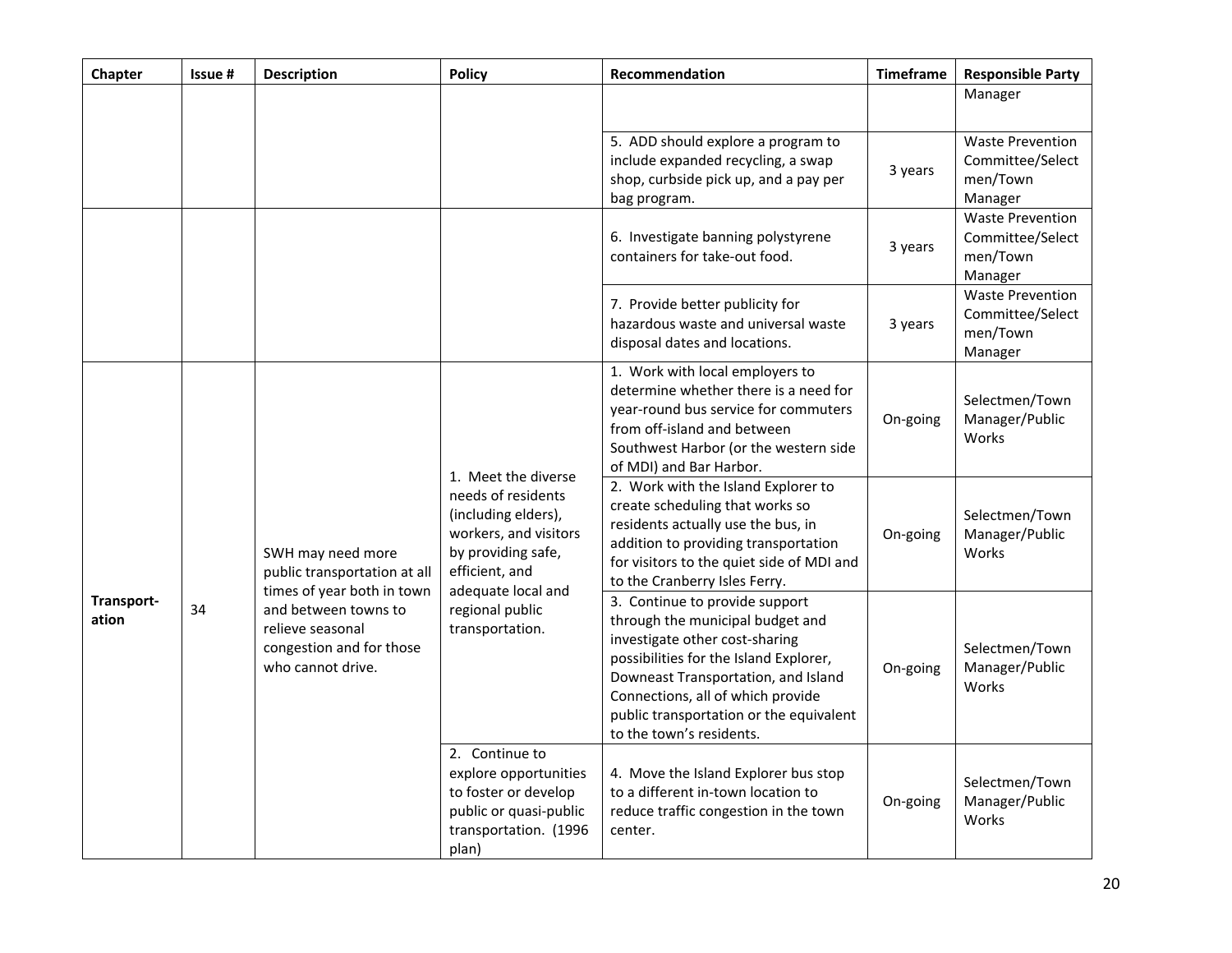| Chapter | Issue # | Description | Policy | Recommendation | Timeframe | Responsible Party |
|---|---|---|---|---|---|---|
| | | | | | | Manager |
| | | | | 5. ADD should explore a program to include expanded recycling, a swap shop, curbside pick up, and a pay per bag program. | 3 years | Waste Prevention Committee/Select men/Town Manager |
| | | | | 6. Investigate banning polystyrene containers for take-out food. | 3 years | Waste Prevention Committee/Select men/Town Manager |
| | | | | 7. Provide better publicity for hazardous waste and universal waste disposal dates and locations. | 3 years | Waste Prevention Committee/Select men/Town Manager |
| **Transport-ation** | 34 | SWH may need more public transportation at all times of year both in town and between towns to relieve seasonal congestion and for those who cannot drive. | 1. Meet the diverse needs of residents (including elders), workers, and visitors by providing safe, efficient, and adequate local and regional public transportation. | 1. Work with local employers to determine whether there is a need for year-round bus service for commuters from off-island and between Southwest Harbor (or the western side of MDI) and Bar Harbor. | On-going | Selectmen/Town Manager/Public Works |
| | | | | 2. Work with the Island Explorer to create scheduling that works so residents actually use the bus, in addition to providing transportation for visitors to the quiet side of MDI and to the Cranberry Isles Ferry. | On-going | Selectmen/Town Manager/Public Works |
| | | | | 3. Continue to provide support through the municipal budget and investigate other cost-sharing possibilities for the Island Explorer, Downeast Transportation, and Island Connections, all of which provide public transportation or the equivalent to the town's residents. | On-going | Selectmen/Town Manager/Public Works |
| | | | 2. Continue to explore opportunities to foster or develop public or quasi-public transportation. (1996 plan) | 4. Move the Island Explorer bus stop to a different in-town location to reduce traffic congestion in the town center. | On-going | Selectmen/Town Manager/Public Works |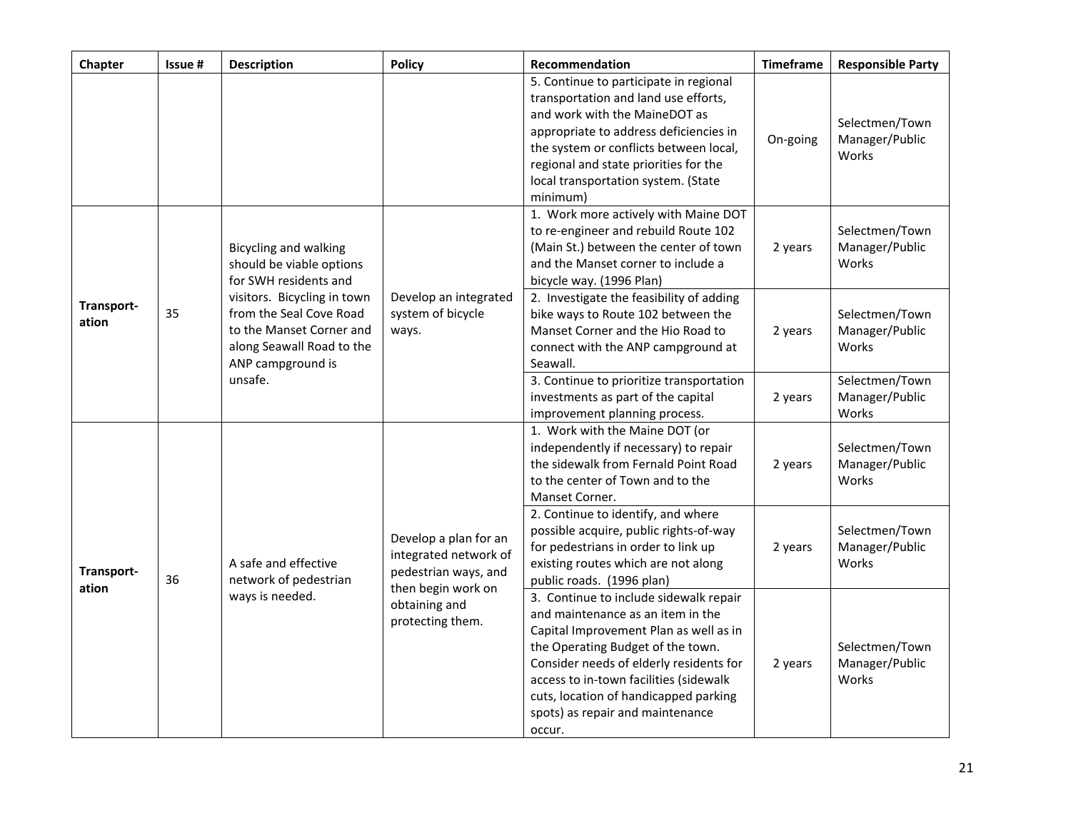| Chapter | Issue # | Description | Policy | Recommendation | Timeframe | Responsible Party |
|---|---|---|---|---|---|---|
| | | | | 5. Continue to participate in regional transportation and land use efforts, and work with the MaineDOT as appropriate to address deficiencies in the system or conflicts between local, regional and state priorities for the local transportation system. (State minimum) | On-going | Selectmen/Town Manager/Public Works |
| **Transport-ation** | 35 | Bicycling and walking should be viable options for SWH residents and visitors. Bicycling in town from the Seal Cove Road to the Manset Corner and along Seawall Road to the ANP campground is unsafe. | Develop an integrated system of bicycle ways. | 1. Work more actively with Maine DOT to re-engineer and rebuild Route 102 (Main St.) between the center of town and the Manset corner to include a bicycle way. (1996 Plan) | 2 years | Selectmen/Town Manager/Public Works |
| | | | | 2. Investigate the feasibility of adding bike ways to Route 102 between the Manset Corner and the Hio Road to connect with the ANP campground at Seawall. | 2 years | Selectmen/Town Manager/Public Works |
| | | | | 3. Continue to prioritize transportation investments as part of the capital improvement planning process. | 2 years | Selectmen/Town Manager/Public Works |
| **Transport-ation** | 36 | A safe and effective network of pedestrian ways is needed. | Develop a plan for an integrated network of pedestrian ways, and then begin work on obtaining and protecting them. | 1. Work with the Maine DOT (or independently if necessary) to repair the sidewalk from Fernald Point Road to the center of Town and to the Manset Corner. | 2 years | Selectmen/Town Manager/Public Works |
| | | | | 2. Continue to identify, and where possible acquire, public rights-of-way for pedestrians in order to link up existing routes which are not along public roads. (1996 plan) | 2 years | Selectmen/Town Manager/Public Works |
| | | | | 3. Continue to include sidewalk repair and maintenance as an item in the Capital Improvement Plan as well as in the Operating Budget of the town. Consider needs of elderly residents for access to in-town facilities (sidewalk cuts, location of handicapped parking spots) as repair and maintenance occur. | 2 years | Selectmen/Town Manager/Public Works |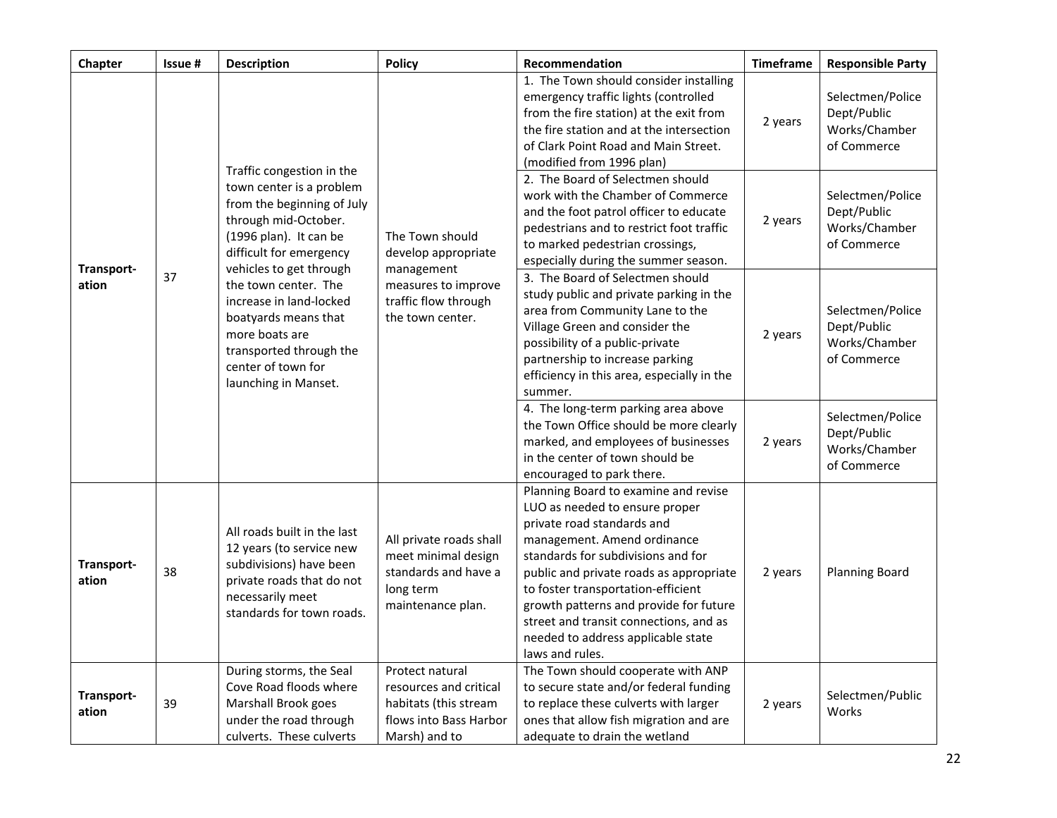| Chapter | Issue # | Description | Policy | Recommendation | Timeframe | Responsible Party |
|---|---|---|---|---|---|---|
| **Transport-ation** | 37 | Traffic congestion in the town center is a problem from the beginning of July through mid-October. (1996 plan). It can be difficult for emergency vehicles to get through the town center. The increase in land-locked boatyards means that more boats are transported through the center of town for launching in Manset. | The Town should develop appropriate management measures to improve traffic flow through the town center. | 1. The Town should consider installing emergency traffic lights (controlled from the fire station) at the exit from the fire station and at the intersection of Clark Point Road and Main Street. (modified from 1996 plan) | 2 years | Selectmen/Police Dept/Public Works/Chamber of Commerce |
| | | | | 2. The Board of Selectmen should work with the Chamber of Commerce and the foot patrol officer to educate pedestrians and to restrict foot traffic to marked pedestrian crossings, especially during the summer season. | 2 years | Selectmen/Police Dept/Public Works/Chamber of Commerce |
| | | | | 3. The Board of Selectmen should study public and private parking in the area from Community Lane to the Village Green and consider the possibility of a public-private partnership to increase parking efficiency in this area, especially in the summer. | 2 years | Selectmen/Police Dept/Public Works/Chamber of Commerce |
| | | | | 4. The long-term parking area above the Town Office should be more clearly marked, and employees of businesses in the center of town should be encouraged to park there. | 2 years | Selectmen/Police Dept/Public Works/Chamber of Commerce |
| **Transport-ation** | 38 | All roads built in the last 12 years (to service new subdivisions) have been private roads that do not necessarily meet standards for town roads. | All private roads shall meet minimal design standards and have a long term maintenance plan. | Planning Board to examine and revise LUO as needed to ensure proper private road standards and management. Amend ordinance standards for subdivisions and for public and private roads as appropriate to foster transportation-efficient growth patterns and provide for future street and transit connections, and as needed to address applicable state laws and rules. | 2 years | Planning Board |
| **Transport-ation** | 39 | During storms, the Seal Cove Road floods where Marshall Brook goes under the road through culverts. These culverts | Protect natural resources and critical habitats (this stream flows into Bass Harbor Marsh) and to | The Town should cooperate with ANP to secure state and/or federal funding to replace these culverts with larger ones that allow fish migration and are adequate to drain the wetland | 2 years | Selectmen/Public Works |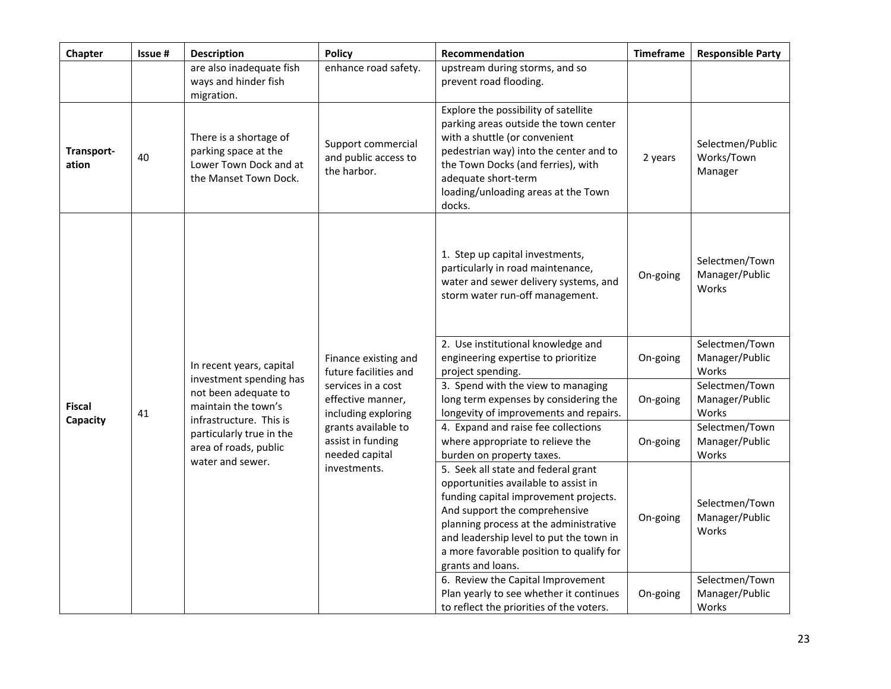| Chapter | Issue # | Description | Policy | Recommendation | Timeframe | Responsible Party |
|---|---|---|---|---|---|---|
| | | are also inadequate fish ways and hinder fish migration. | enhance road safety. | upstream during storms, and so prevent road flooding. | | |
| **Transport-ation** | 40 | There is a shortage of parking space at the Lower Town Dock and at the Manset Town Dock. | Support commercial and public access to the harbor. | Explore the possibility of satellite parking areas outside the town center with a shuttle (or convenient pedestrian way) into the center and to the Town Docks (and ferries), with adequate short-term loading/unloading areas at the Town docks. | 2 years | Selectmen/Public Works/Town Manager |
| **Fiscal Capacity** | 41 | In recent years, capital investment spending has not been adequate to maintain the town's infrastructure. This is particularly true in the area of roads, public water and sewer. | Finance existing and future facilities and services in a cost effective manner, including exploring grants available to assist in funding needed capital investments. | 1. Step up capital investments, particularly in road maintenance, water and sewer delivery systems, and storm water run-off management. | On-going | Selectmen/Town Manager/Public Works |
| | | | | 2. Use institutional knowledge and engineering expertise to prioritize project spending. | On-going | Selectmen/Town Manager/Public Works |
| | | | | 3. Spend with the view to managing long term expenses by considering the longevity of improvements and repairs. | On-going | Selectmen/Town Manager/Public Works |
| | | | | 4. Expand and raise fee collections where appropriate to relieve the burden on property taxes. | On-going | Selectmen/Town Manager/Public Works |
| | | | | 5. Seek all state and federal grant opportunities available to assist in funding capital improvement projects. And support the comprehensive planning process at the administrative and leadership level to put the town in a more favorable position to qualify for grants and loans. | On-going | Selectmen/Town Manager/Public Works |
| | | | | 6. Review the Capital Improvement Plan yearly to see whether it continues to reflect the priorities of the voters. | On-going | Selectmen/Town Manager/Public Works |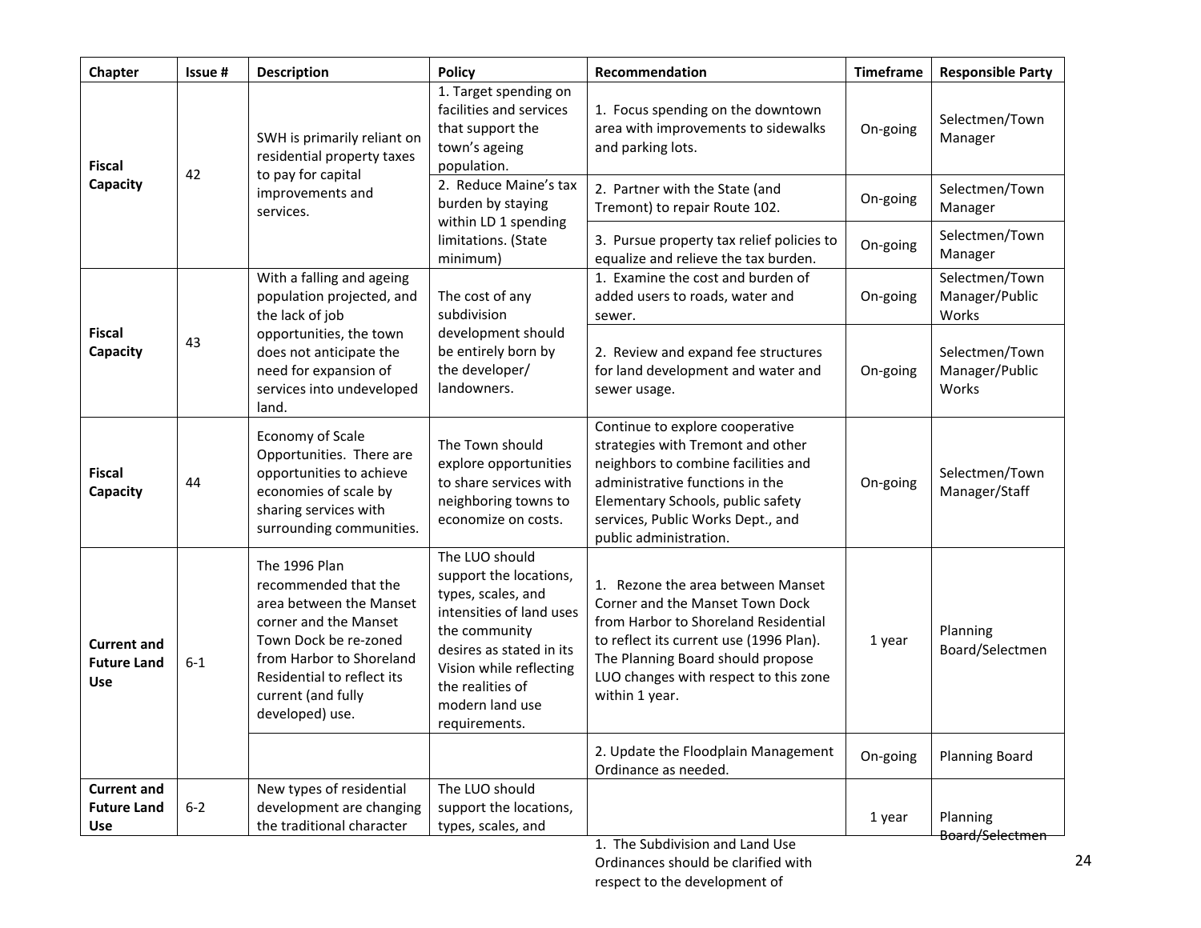| Chapter | Issue # | Description | Policy | Recommendation | Timeframe | Responsible Party |
| --- | --- | --- | --- | --- | --- | --- |
| **Fiscal Capacity** | 42 | SWH is primarily reliant on residential property taxes to pay for capital improvements and services. | 1. Target spending on facilities and services that support the town's ageing population. | 1. Focus spending on the downtown area with improvements to sidewalks and parking lots. | On-going | Selectmen/Town Manager |
| | | | 2. Reduce Maine's tax burden by staying within LD 1 spending limitations. (State minimum) | 2. Partner with the State (and Tremont) to repair Route 102. | On-going | Selectmen/Town Manager |
| | | | | 3. Pursue property tax relief policies to equalize and relieve the tax burden. | On-going | Selectmen/Town Manager |
| **Fiscal Capacity** | 43 | With a falling and ageing population projected, and the lack of job opportunities, the town does not anticipate the need for expansion of services into undeveloped land. | The cost of any subdivision development should be entirely born by the developer/ landowners. | 1. Examine the cost and burden of added users to roads, water and sewer. | On-going | Selectmen/Town Manager/Public Works |
| | | | | 2. Review and expand fee structures for land development and water and sewer usage. | On-going | Selectmen/Town Manager/Public Works |
| **Fiscal Capacity** | 44 | Economy of Scale Opportunities. There are opportunities to achieve economies of scale by sharing services with surrounding communities. | The Town should explore opportunities to share services with neighboring towns to economize on costs. | Continue to explore cooperative strategies with Tremont and other neighbors to combine facilities and administrative functions in the Elementary Schools, public safety services, Public Works Dept., and public administration. | On-going | Selectmen/Town Manager/Staff |
| **Current and Future Land Use** | 6-1 | The 1996 Plan recommended that the area between the Manset corner and the Manset Town Dock be re-zoned from Harbor to Shoreland Residential to reflect its current (and fully developed) use. | The LUO should support the locations, types, scales, and intensities of land uses the community desires as stated in its Vision while reflecting the realities of modern land use requirements. | 1. Rezone the area between Manset Corner and the Manset Town Dock from Harbor to Shoreland Residential to reflect its current use (1996 Plan). The Planning Board should propose LUO changes with respect to this zone within 1 year. | 1 year | Planning Board/Selectmen |
| | | | | 2. Update the Floodplain Management Ordinance as needed. | On-going | Planning Board |
| **Current and Future Land Use** | 6-2 | New types of residential development are changing the traditional character | The LUO should support the locations, types, scales, and | 1. The Subdivision and Land Use Ordinances should be clarified with respect to the development of | 1 year | Planning Board/Selectmen |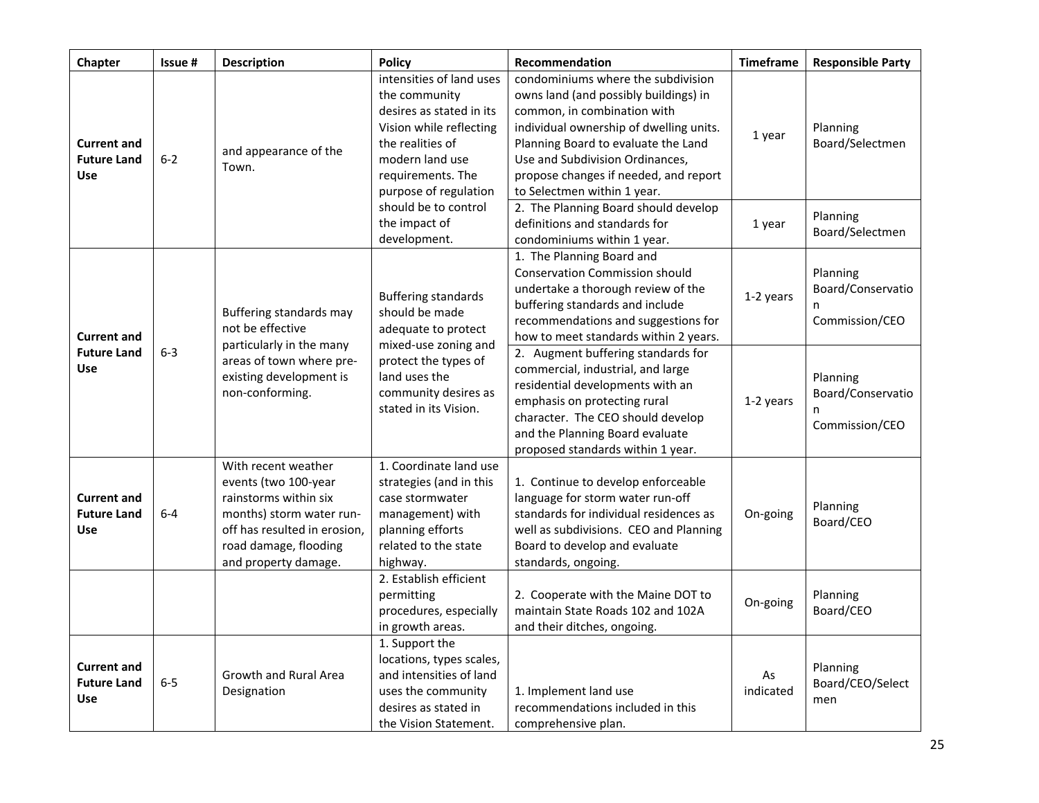| Chapter | Issue # | Description | Policy | Recommendation | Timeframe | Responsible Party |
|---|---|---|---|---|---|---|
| **Current and Future Land Use** | 6-2 | and appearance of the Town. | intensities of land uses the community desires as stated in its Vision while reflecting the realities of modern land use requirements. The purpose of regulation should be to control the impact of development. | condominiums where the subdivision owns land (and possibly buildings) in common, in combination with individual ownership of dwelling units. Planning Board to evaluate the Land Use and Subdivision Ordinances, propose changes if needed, and report to Selectmen within 1 year. | 1 year | Planning Board/Selectmen |
| | | | | 2. The Planning Board should develop definitions and standards for condominiums within 1 year. | 1 year | Planning Board/Selectmen |
| **Current and Future Land Use** | 6-3 | Buffering standards may not be effective particularly in the many areas of town where pre-existing development is non-conforming. | Buffering standards should be made adequate to protect mixed-use zoning and protect the types of land uses the community desires as stated in its Vision. | 1. The Planning Board and Conservation Commission should undertake a thorough review of the buffering standards and include recommendations and suggestions for how to meet standards within 2 years. | 1-2 years | Planning Board/Conservation Commission/CEO |
| | | | | 2. Augment buffering standards for commercial, industrial, and large residential developments with an emphasis on protecting rural character. The CEO should develop and the Planning Board evaluate proposed standards within 1 year. | 1-2 years | Planning Board/Conservation Commission/CEO |
| **Current and Future Land Use** | 6-4 | With recent weather events (two 100-year rainstorms within six months) storm water run-off has resulted in erosion, road damage, flooding and property damage. | 1. Coordinate land use strategies (and in this case stormwater management) with planning efforts related to the state highway. | 1. Continue to develop enforceable language for storm water run-off standards for individual residences as well as subdivisions. CEO and Planning Board to develop and evaluate standards, ongoing. | On-going | Planning Board/CEO |
| | | | 2. Establish efficient permitting procedures, especially in growth areas. | 2. Cooperate with the Maine DOT to maintain State Roads 102 and 102A and their ditches, ongoing. | On-going | Planning Board/CEO |
| **Current and Future Land Use** | 6-5 | Growth and Rural Area Designation | 1. Support the locations, types scales, and intensities of land uses the community desires as stated in the Vision Statement. | 1. Implement land use recommendations included in this comprehensive plan. | As indicated | Planning Board/CEO/Selectmen |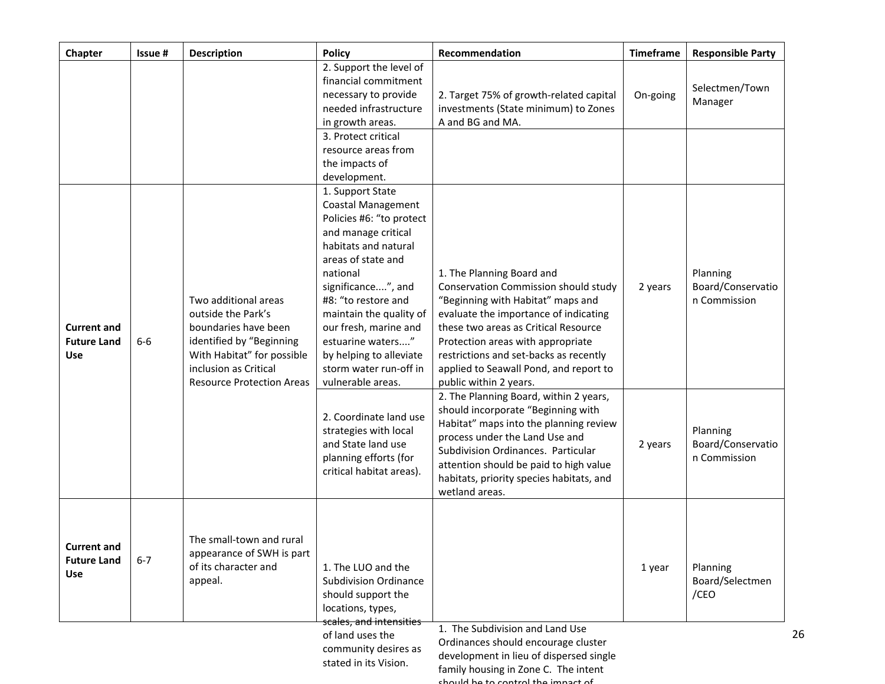| Chapter | Issue # | Description | Policy | Recommendation | Timeframe | Responsible Party |
|---|---|---|---|---|---|---|
| | | | 2. Support the level of financial commitment necessary to provide needed infrastructure in growth areas. | 2. Target 75% of growth-related capital investments (State minimum) to Zones A and BG and MA. | On-going | Selectmen/Town Manager |
| | | | 3. Protect critical resource areas from the impacts of development. | | | |
| **Current and Future Land Use** | 6-6 | Two additional areas outside the Park's boundaries have been identified by "Beginning With Habitat" for possible inclusion as Critical Resource Protection Areas | 1. Support State Coastal Management Policies #6: "to protect and manage critical habitats and natural areas of state and national significance....", and #8: "to restore and maintain the quality of our fresh, marine and estuarine waters...." by helping to alleviate storm water run-off in vulnerable areas. | 1. The Planning Board and Conservation Commission should study "Beginning with Habitat" maps and evaluate the importance of indicating these two areas as Critical Resource Protection areas with appropriate restrictions and set-backs as recently applied to Seawall Pond, and report to public within 2 years. | 2 years | Planning Board/Conservation Commission |
| | | | 2. Coordinate land use strategies with local and State land use planning efforts (for critical habitat areas). | 2. The Planning Board, within 2 years, should incorporate "Beginning with Habitat" maps into the planning review process under the Land Use and Subdivision Ordinances. Particular attention should be paid to high value habitats, priority species habitats, and wetland areas. | 2 years | Planning Board/Conservation Commission |
| **Current and Future Land Use** | 6-7 | The small-town and rural appearance of SWH is part of its character and appeal. | 1. The LUO and the Subdivision Ordinance should support the locations, types, scales, and intensities of land uses the community desires as stated in its Vision. | 1. The Subdivision and Land Use Ordinances should encourage cluster development in lieu of dispersed single family housing in Zone C. The intent should be to control the impact of | 1 year | Planning Board/Selectmen/CEO |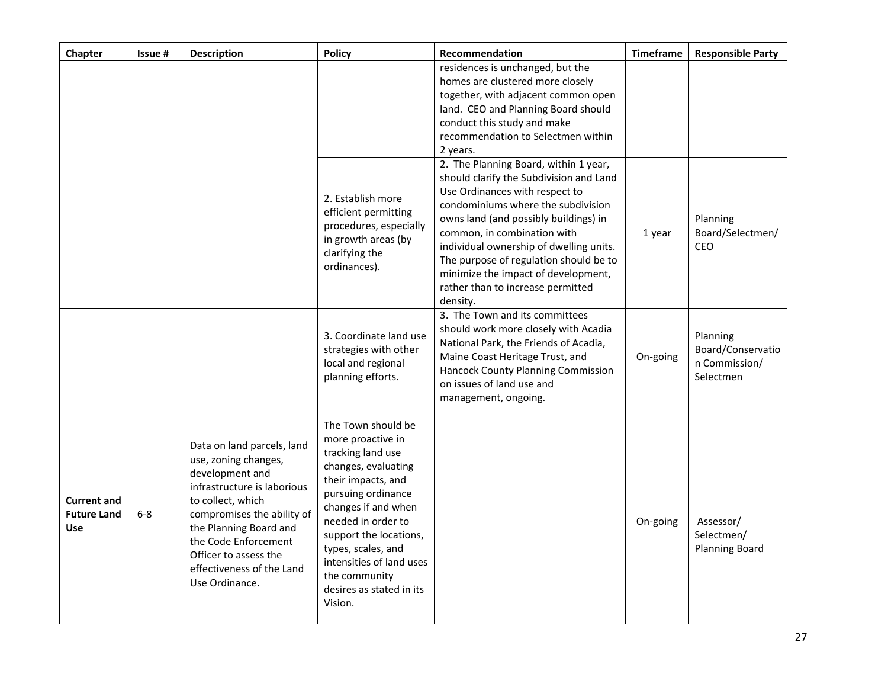| Chapter | Issue # | Description | Policy | Recommendation | Timeframe | Responsible Party |
|---|---|---|---|---|---|---|
| | | | | residences is unchanged, but the homes are clustered more closely together, with adjacent common open land. CEO and Planning Board should conduct this study and make recommendation to Selectmen within 2 years. | | |
| | | | 2. Establish more efficient permitting procedures, especially in growth areas (by clarifying the ordinances). | 2. The Planning Board, within 1 year, should clarify the Subdivision and Land Use Ordinances with respect to condominiums where the subdivision owns land (and possibly buildings) in common, in combination with individual ownership of dwelling units. The purpose of regulation should be to minimize the impact of development, rather than to increase permitted density. | 1 year | Planning Board/Selectmen/ CEO |
| | | | 3. Coordinate land use strategies with other local and regional planning efforts. | 3. The Town and its committees should work more closely with Acadia National Park, the Friends of Acadia, Maine Coast Heritage Trust, and Hancock County Planning Commission on issues of land use and management, ongoing. | On-going | Planning Board/Conservation Commission/ Selectmen |
| **Current and Future Land Use** | 6-8 | Data on land parcels, land use, zoning changes, development and infrastructure is laborious to collect, which compromises the ability of the Planning Board and the Code Enforcement Officer to assess the effectiveness of the Land Use Ordinance. | The Town should be more proactive in tracking land use changes, evaluating their impacts, and pursuing ordinance changes if and when needed in order to support the locations, types, scales, and intensities of land uses the community desires as stated in its Vision. | | On-going | Assessor/ Selectmen/ Planning Board |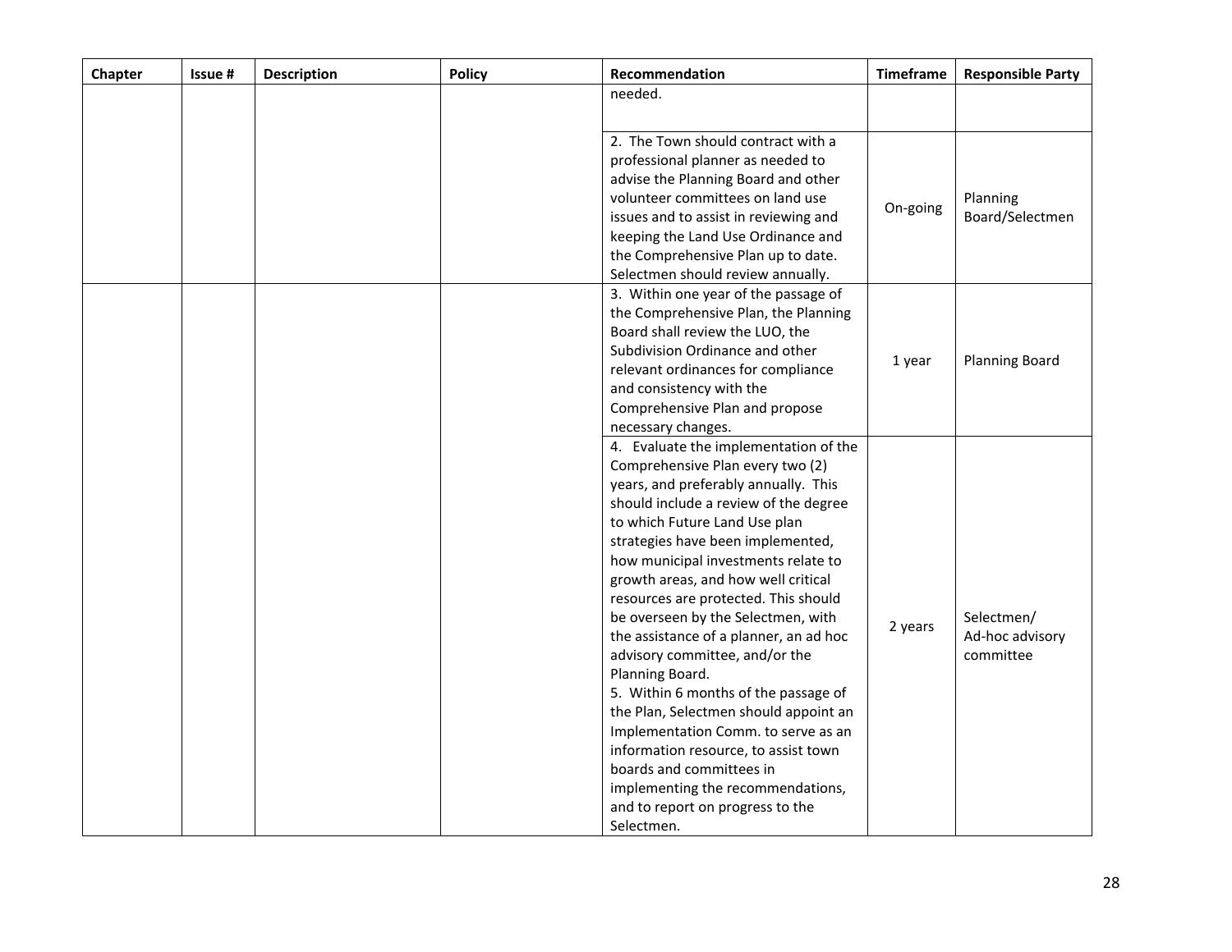| Chapter | Issue # | Description | Policy | Recommendation | Timeframe | Responsible Party |
|---|---|---|---|---|---|---|
| | | | | needed. | | |
| | | | | 2. The Town should contract with a professional planner as needed to advise the Planning Board and other volunteer committees on land use issues and to assist in reviewing and keeping the Land Use Ordinance and the Comprehensive Plan up to date. Selectmen should review annually. | On-going | Planning Board/Selectmen |
| | | | | 3. Within one year of the passage of the Comprehensive Plan, the Planning Board shall review the LUO, the Subdivision Ordinance and other relevant ordinances for compliance and consistency with the Comprehensive Plan and propose necessary changes. | 1 year | Planning Board |
| | | | | 4. Evaluate the implementation of the Comprehensive Plan every two (2) years, and preferably annually. This should include a review of the degree to which Future Land Use plan strategies have been implemented, how municipal investments relate to growth areas, and how well critical resources are protected. This should be overseen by the Selectmen, with the assistance of a planner, an ad hoc advisory committee, and/or the Planning Board.<br>5. Within 6 months of the passage of the Plan, Selectmen should appoint an Implementation Comm. to serve as an information resource, to assist town boards and committees in implementing the recommendations, and to report on progress to the Selectmen. | 2 years | Selectmen/ Ad-hoc advisory committee |